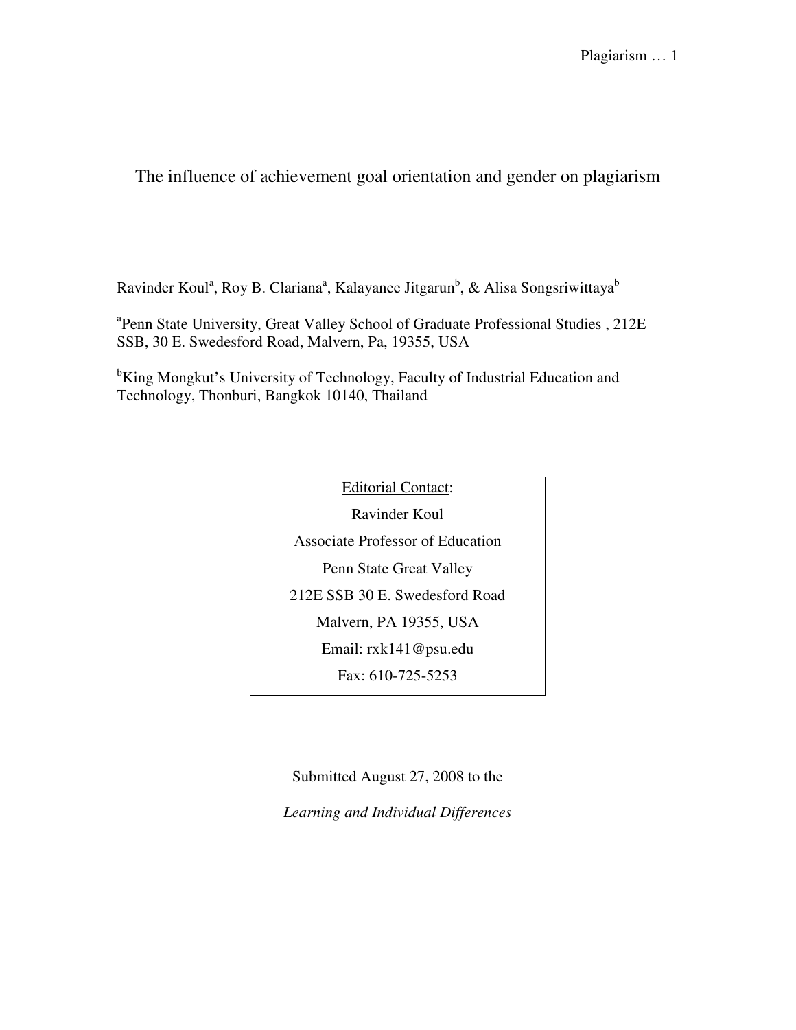# The influence of achievement goal orientation and gender on plagiarism

Ravinder Koul[a], Roy B. Clariana[a], Kalayanee Jitgarun[b], & Alisa Songsriwittaya[b]

[a]Penn State University, Great Valley School of Graduate Professional Studies , 212E SSB, 30 E. Swedesford Road, Malvern, Pa, 19355, USA

[b]King Mongkut's University of Technology, Faculty of Industrial Education and Technology, Thonburi, Bangkok 10140, Thailand

<u>Editorial Contact</u>:

Ravinder Koul

Associate Professor of Education

Penn State Great Valley

212E SSB 30 E. Swedesford Road

Malvern, PA 19355, USA

Email: rxk141@psu.edu

Fax: 610-725-5253

Submitted August 27, 2008 to the

*Learning and Individual Differences*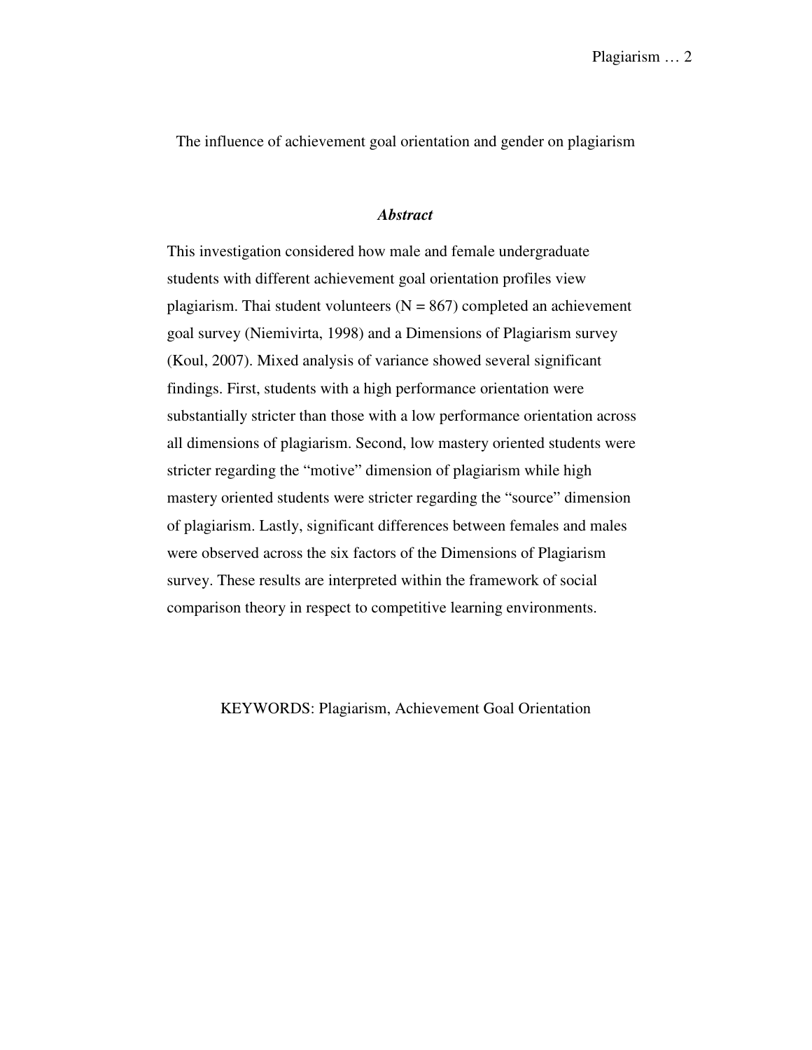The influence of achievement goal orientation and gender on plagiarism

## *Abstract*

This investigation considered how male and female undergraduate students with different achievement goal orientation profiles view plagiarism. Thai student volunteers ($N = 867$) completed an achievement goal survey (Niemivirta, 1998) and a Dimensions of Plagiarism survey (Koul, 2007). Mixed analysis of variance showed several significant findings. First, students with a high performance orientation were substantially stricter than those with a low performance orientation across all dimensions of plagiarism. Second, low mastery oriented students were stricter regarding the "motive" dimension of plagiarism while high mastery oriented students were stricter regarding the "source" dimension of plagiarism. Lastly, significant differences between females and males were observed across the six factors of the Dimensions of Plagiarism survey. These results are interpreted within the framework of social comparison theory in respect to competitive learning environments.

KEYWORDS: Plagiarism, Achievement Goal Orientation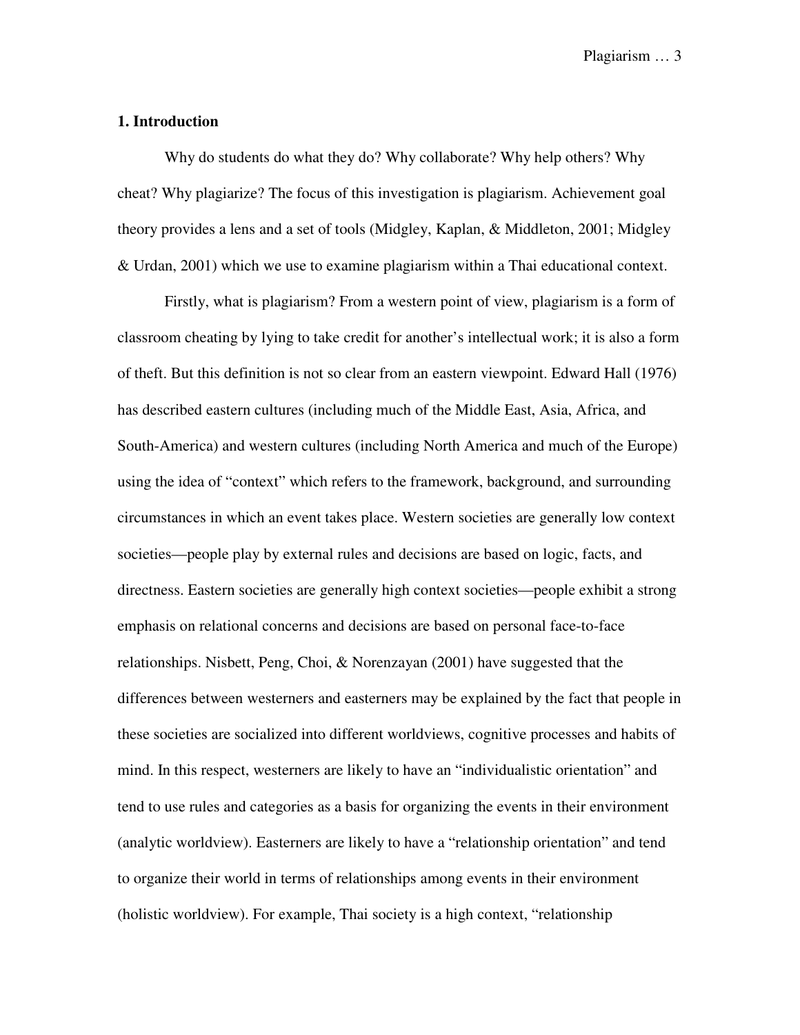## 1. Introduction

Why do students do what they do? Why collaborate? Why help others? Why cheat? Why plagiarize? The focus of this investigation is plagiarism. Achievement goal theory provides a lens and a set of tools (Midgley, Kaplan, & Middleton, 2001; Midgley & Urdan, 2001) which we use to examine plagiarism within a Thai educational context.

Firstly, what is plagiarism? From a western point of view, plagiarism is a form of classroom cheating by lying to take credit for another's intellectual work; it is also a form of theft. But this definition is not so clear from an eastern viewpoint. Edward Hall (1976) has described eastern cultures (including much of the Middle East, Asia, Africa, and South-America) and western cultures (including North America and much of the Europe) using the idea of "context" which refers to the framework, background, and surrounding circumstances in which an event takes place. Western societies are generally low context societies—people play by external rules and decisions are based on logic, facts, and directness. Eastern societies are generally high context societies—people exhibit a strong emphasis on relational concerns and decisions are based on personal face-to-face relationships. Nisbett, Peng, Choi, & Norenzayan (2001) have suggested that the differences between westerners and easterners may be explained by the fact that people in these societies are socialized into different worldviews, cognitive processes and habits of mind. In this respect, westerners are likely to have an "individualistic orientation" and tend to use rules and categories as a basis for organizing the events in their environment (analytic worldview). Easterners are likely to have a "relationship orientation" and tend to organize their world in terms of relationships among events in their environment (holistic worldview). For example, Thai society is a high context, "relationship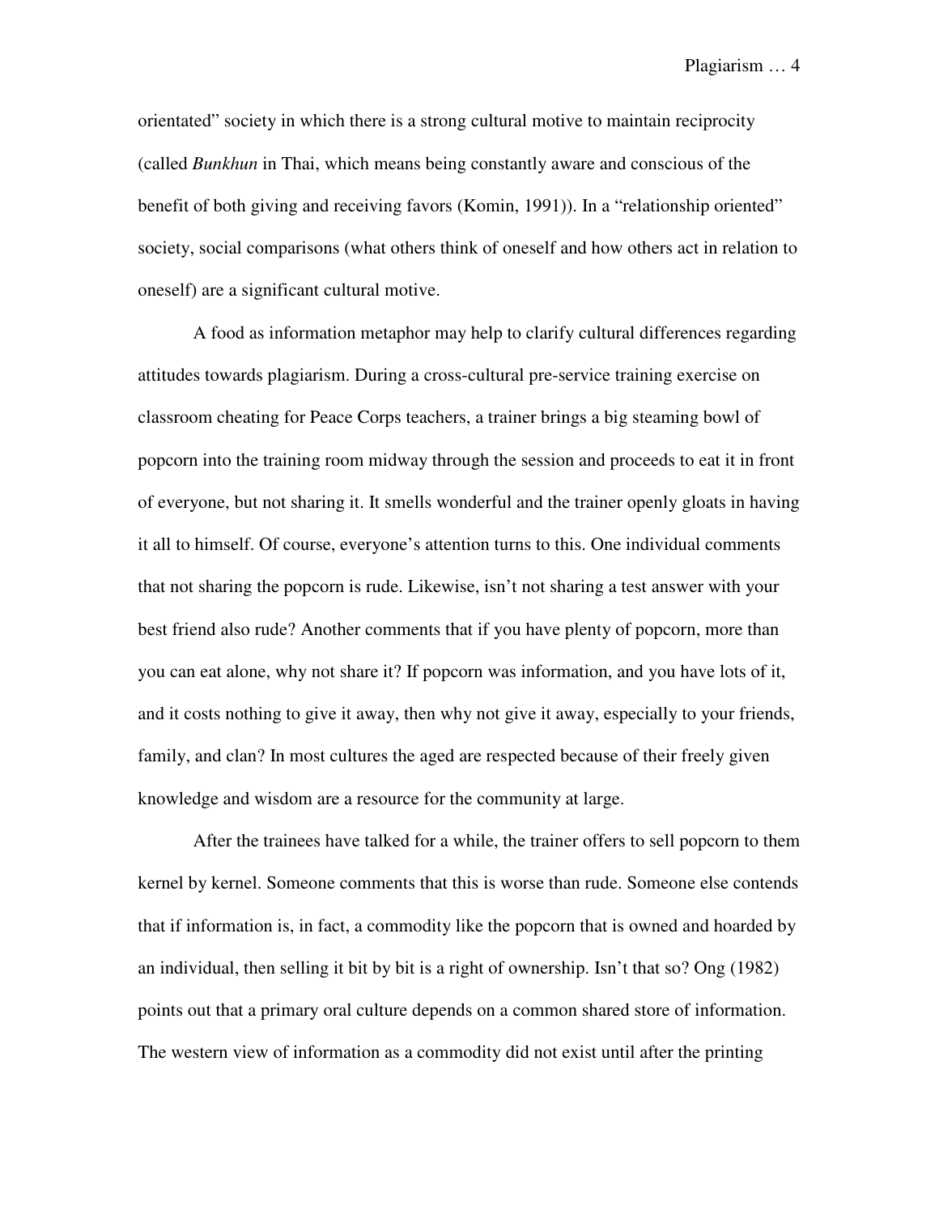orientated" society in which there is a strong cultural motive to maintain reciprocity (called *Bunkhun* in Thai, which means being constantly aware and conscious of the benefit of both giving and receiving favors (Komin, 1991)). In a "relationship oriented" society, social comparisons (what others think of oneself and how others act in relation to oneself) are a significant cultural motive.

A food as information metaphor may help to clarify cultural differences regarding attitudes towards plagiarism. During a cross-cultural pre-service training exercise on classroom cheating for Peace Corps teachers, a trainer brings a big steaming bowl of popcorn into the training room midway through the session and proceeds to eat it in front of everyone, but not sharing it. It smells wonderful and the trainer openly gloats in having it all to himself. Of course, everyone's attention turns to this. One individual comments that not sharing the popcorn is rude. Likewise, isn't not sharing a test answer with your best friend also rude? Another comments that if you have plenty of popcorn, more than you can eat alone, why not share it? If popcorn was information, and you have lots of it, and it costs nothing to give it away, then why not give it away, especially to your friends, family, and clan? In most cultures the aged are respected because of their freely given knowledge and wisdom are a resource for the community at large.

After the trainees have talked for a while, the trainer offers to sell popcorn to them kernel by kernel. Someone comments that this is worse than rude. Someone else contends that if information is, in fact, a commodity like the popcorn that is owned and hoarded by an individual, then selling it bit by bit is a right of ownership. Isn't that so? Ong (1982) points out that a primary oral culture depends on a common shared store of information. The western view of information as a commodity did not exist until after the printing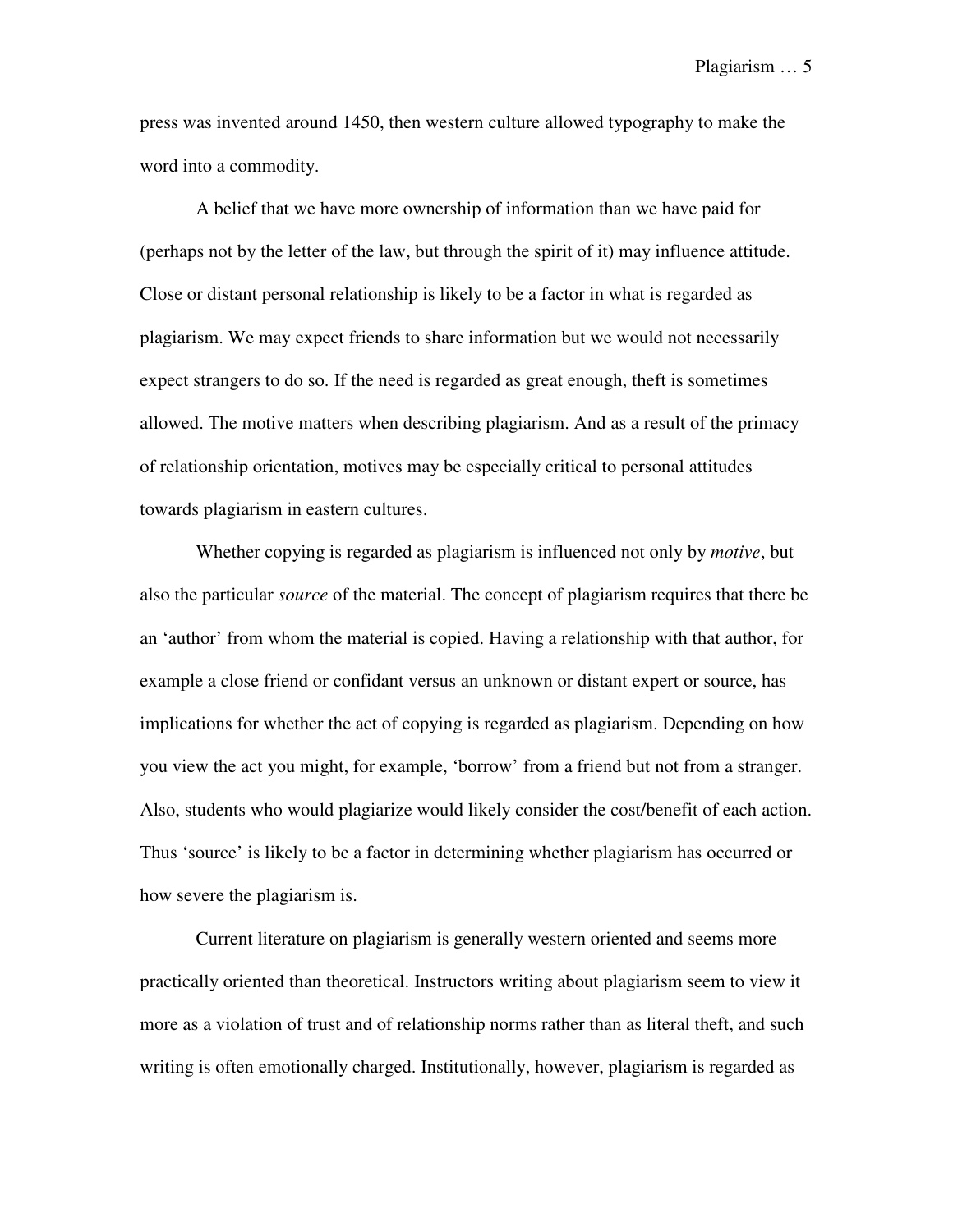press was invented around 1450, then western culture allowed typography to make the word into a commodity.

A belief that we have more ownership of information than we have paid for (perhaps not by the letter of the law, but through the spirit of it) may influence attitude. Close or distant personal relationship is likely to be a factor in what is regarded as plagiarism. We may expect friends to share information but we would not necessarily expect strangers to do so. If the need is regarded as great enough, theft is sometimes allowed. The motive matters when describing plagiarism. And as a result of the primacy of relationship orientation, motives may be especially critical to personal attitudes towards plagiarism in eastern cultures.

Whether copying is regarded as plagiarism is influenced not only by *motive*, but also the particular *source* of the material. The concept of plagiarism requires that there be an 'author' from whom the material is copied. Having a relationship with that author, for example a close friend or confidant versus an unknown or distant expert or source, has implications for whether the act of copying is regarded as plagiarism. Depending on how you view the act you might, for example, 'borrow' from a friend but not from a stranger. Also, students who would plagiarize would likely consider the cost/benefit of each action. Thus 'source' is likely to be a factor in determining whether plagiarism has occurred or how severe the plagiarism is.

Current literature on plagiarism is generally western oriented and seems more practically oriented than theoretical. Instructors writing about plagiarism seem to view it more as a violation of trust and of relationship norms rather than as literal theft, and such writing is often emotionally charged. Institutionally, however, plagiarism is regarded as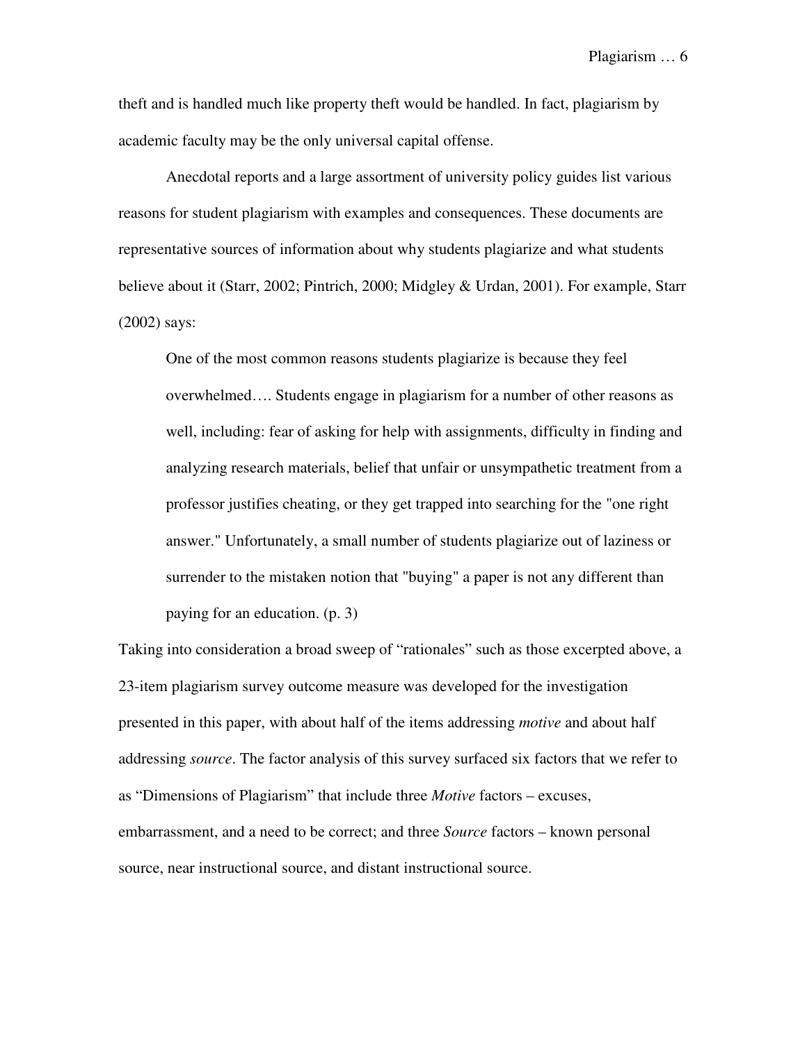theft and is handled much like property theft would be handled. In fact, plagiarism by academic faculty may be the only universal capital offense.

Anecdotal reports and a large assortment of university policy guides list various reasons for student plagiarism with examples and consequences. These documents are representative sources of information about why students plagiarize and what students believe about it (Starr, 2002; Pintrich, 2000; Midgley & Urdan, 2001). For example, Starr (2002) says:

> One of the most common reasons students plagiarize is because they feel overwhelmed…. Students engage in plagiarism for a number of other reasons as well, including: fear of asking for help with assignments, difficulty in finding and analyzing research materials, belief that unfair or unsympathetic treatment from a professor justifies cheating, or they get trapped into searching for the "one right answer." Unfortunately, a small number of students plagiarize out of laziness or surrender to the mistaken notion that "buying" a paper is not any different than paying for an education. (p. 3)

Taking into consideration a broad sweep of "rationales" such as those excerpted above, a 23-item plagiarism survey outcome measure was developed for the investigation presented in this paper, with about half of the items addressing *motive* and about half addressing *source*. The factor analysis of this survey surfaced six factors that we refer to as "Dimensions of Plagiarism" that include three *Motive* factors – excuses, embarrassment, and a need to be correct; and three *Source* factors – known personal source, near instructional source, and distant instructional source.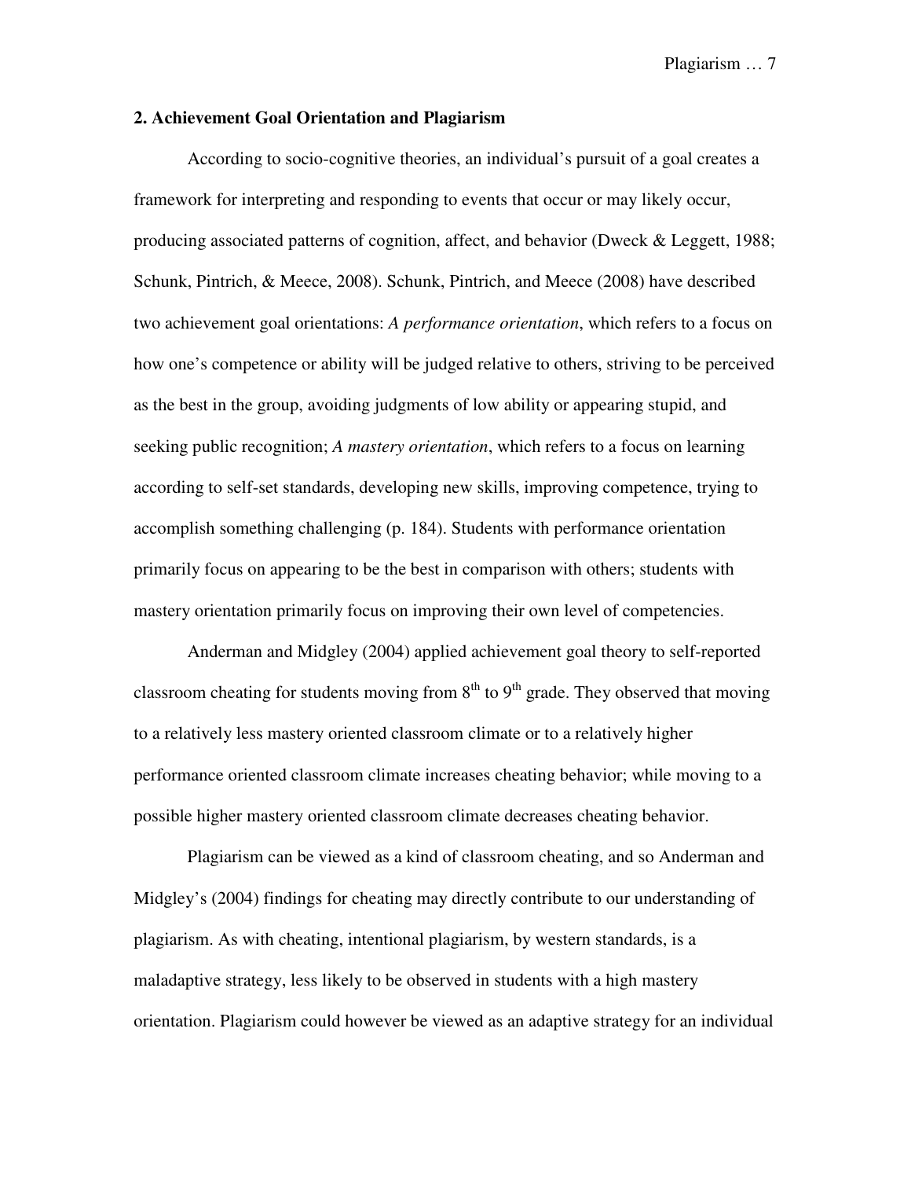## 2. Achievement Goal Orientation and Plagiarism

According to socio-cognitive theories, an individual's pursuit of a goal creates a framework for interpreting and responding to events that occur or may likely occur, producing associated patterns of cognition, affect, and behavior (Dweck & Leggett, 1988; Schunk, Pintrich, & Meece, 2008). Schunk, Pintrich, and Meece (2008) have described two achievement goal orientations: *A performance orientation*, which refers to a focus on how one's competence or ability will be judged relative to others, striving to be perceived as the best in the group, avoiding judgments of low ability or appearing stupid, and seeking public recognition; *A mastery orientation*, which refers to a focus on learning according to self-set standards, developing new skills, improving competence, trying to accomplish something challenging (p. 184). Students with performance orientation primarily focus on appearing to be the best in comparison with others; students with mastery orientation primarily focus on improving their own level of competencies.

Anderman and Midgley (2004) applied achievement goal theory to self-reported classroom cheating for students moving from 8th to 9th grade. They observed that moving to a relatively less mastery oriented classroom climate or to a relatively higher performance oriented classroom climate increases cheating behavior; while moving to a possible higher mastery oriented classroom climate decreases cheating behavior.

Plagiarism can be viewed as a kind of classroom cheating, and so Anderman and Midgley's (2004) findings for cheating may directly contribute to our understanding of plagiarism. As with cheating, intentional plagiarism, by western standards, is a maladaptive strategy, less likely to be observed in students with a high mastery orientation. Plagiarism could however be viewed as an adaptive strategy for an individual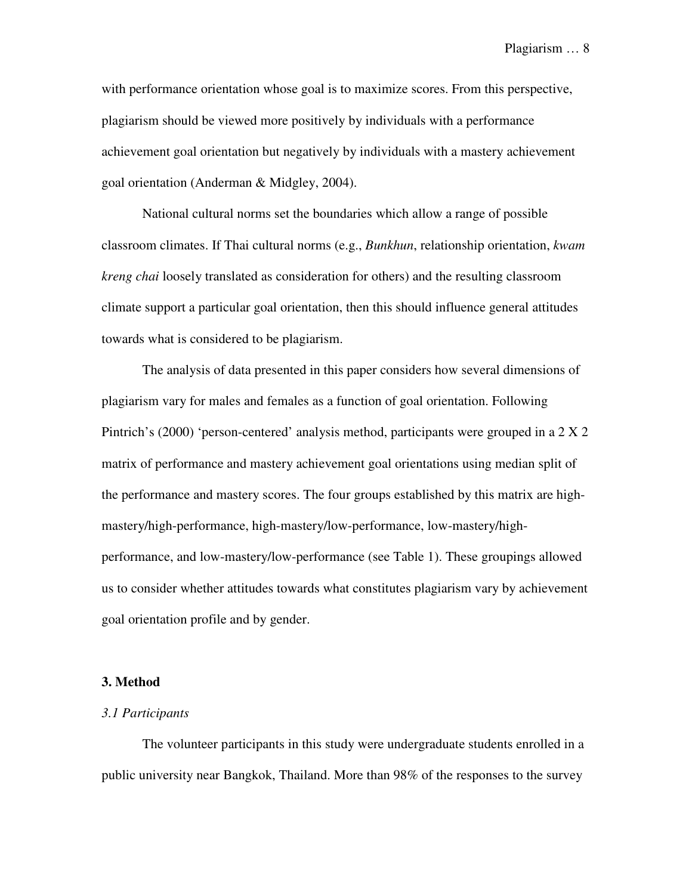with performance orientation whose goal is to maximize scores. From this perspective, plagiarism should be viewed more positively by individuals with a performance achievement goal orientation but negatively by individuals with a mastery achievement goal orientation (Anderman & Midgley, 2004).

National cultural norms set the boundaries which allow a range of possible classroom climates. If Thai cultural norms (e.g., *Bunkhun*, relationship orientation, *kwam kreng chai* loosely translated as consideration for others) and the resulting classroom climate support a particular goal orientation, then this should influence general attitudes towards what is considered to be plagiarism.

The analysis of data presented in this paper considers how several dimensions of plagiarism vary for males and females as a function of goal orientation. Following Pintrich's (2000) 'person-centered' analysis method, participants were grouped in a 2 X 2 matrix of performance and mastery achievement goal orientations using median split of the performance and mastery scores. The four groups established by this matrix are high-mastery/high-performance, high-mastery/low-performance, low-mastery/high-performance, and low-mastery/low-performance (see Table 1). These groupings allowed us to consider whether attitudes towards what constitutes plagiarism vary by achievement goal orientation profile and by gender.

## 3. Method

### *3.1 Participants*

The volunteer participants in this study were undergraduate students enrolled in a public university near Bangkok, Thailand. More than 98% of the responses to the survey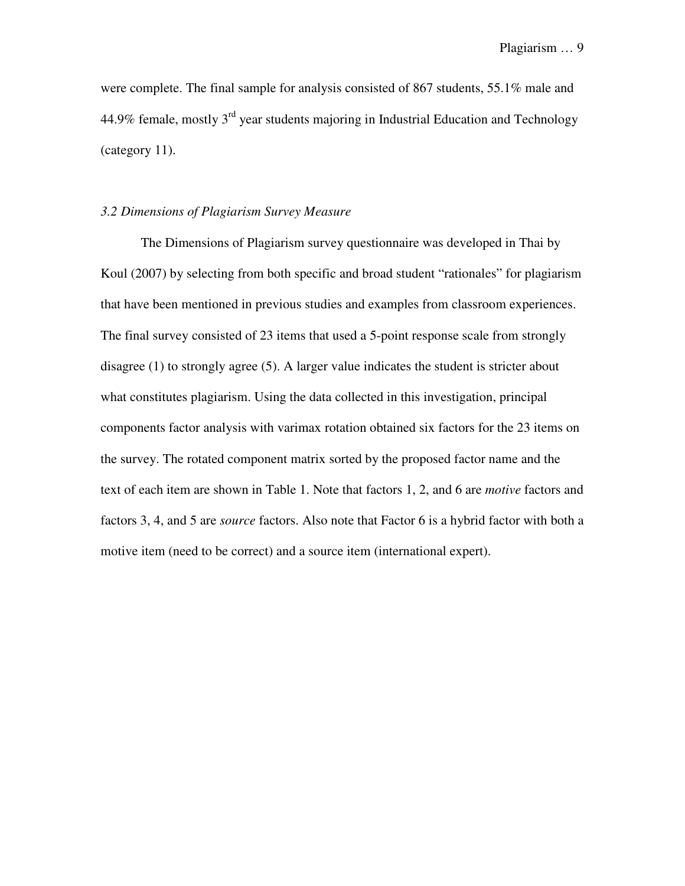were complete. The final sample for analysis consisted of 867 students, 55.1% male and 44.9% female, mostly 3rd year students majoring in Industrial Education and Technology (category 11).

### *3.2 Dimensions of Plagiarism Survey Measure*

The Dimensions of Plagiarism survey questionnaire was developed in Thai by Koul (2007) by selecting from both specific and broad student "rationales" for plagiarism that have been mentioned in previous studies and examples from classroom experiences. The final survey consisted of 23 items that used a 5-point response scale from strongly disagree (1) to strongly agree (5). A larger value indicates the student is stricter about what constitutes plagiarism. Using the data collected in this investigation, principal components factor analysis with varimax rotation obtained six factors for the 23 items on the survey. The rotated component matrix sorted by the proposed factor name and the text of each item are shown in Table 1. Note that factors 1, 2, and 6 are *motive* factors and factors 3, 4, and 5 are *source* factors. Also note that Factor 6 is a hybrid factor with both a motive item (need to be correct) and a source item (international expert).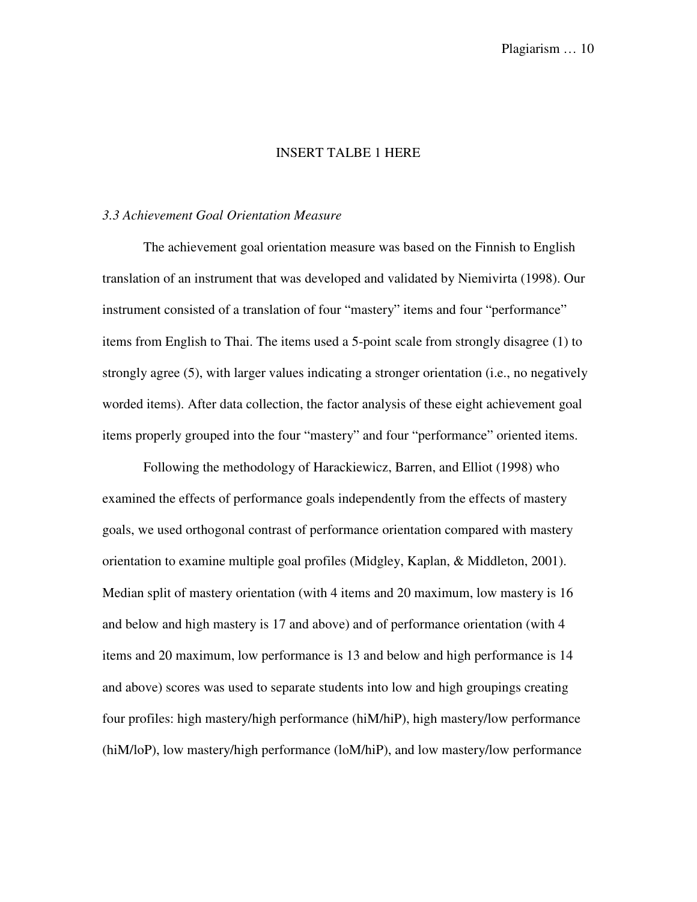INSERT TALBE 1 HERE

### *3.3 Achievement Goal Orientation Measure*

The achievement goal orientation measure was based on the Finnish to English translation of an instrument that was developed and validated by Niemivirta (1998). Our instrument consisted of a translation of four "mastery" items and four "performance" items from English to Thai. The items used a 5-point scale from strongly disagree (1) to strongly agree (5), with larger values indicating a stronger orientation (i.e., no negatively worded items). After data collection, the factor analysis of these eight achievement goal items properly grouped into the four "mastery" and four "performance" oriented items.

Following the methodology of Harackiewicz, Barren, and Elliot (1998) who examined the effects of performance goals independently from the effects of mastery goals, we used orthogonal contrast of performance orientation compared with mastery orientation to examine multiple goal profiles (Midgley, Kaplan, & Middleton, 2001). Median split of mastery orientation (with 4 items and 20 maximum, low mastery is 16 and below and high mastery is 17 and above) and of performance orientation (with 4 items and 20 maximum, low performance is 13 and below and high performance is 14 and above) scores was used to separate students into low and high groupings creating four profiles: high mastery/high performance (hiM/hiP), high mastery/low performance (hiM/loP), low mastery/high performance (loM/hiP), and low mastery/low performance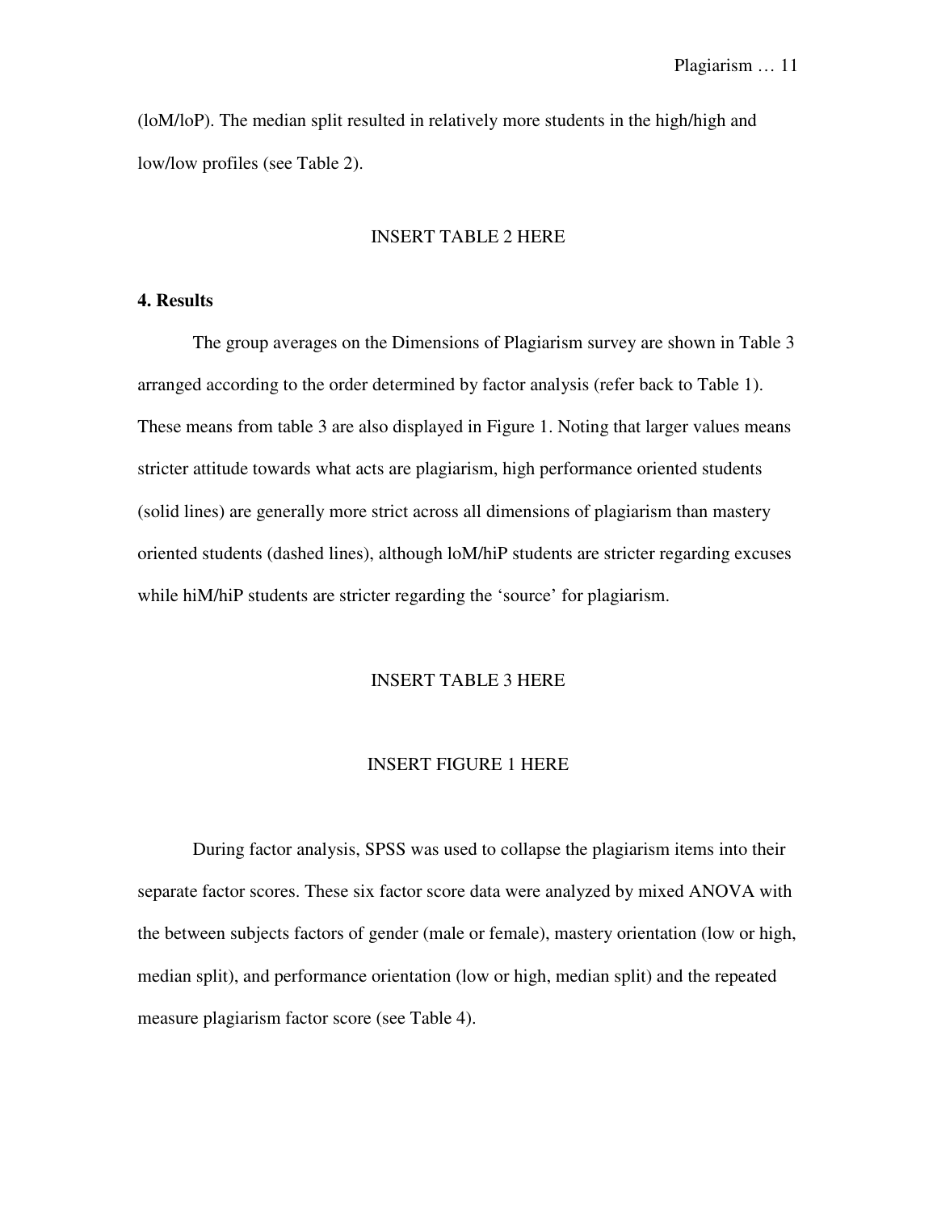(loM/loP). The median split resulted in relatively more students in the high/high and low/low profiles (see Table 2).

INSERT TABLE 2 HERE

**4. Results**

The group averages on the Dimensions of Plagiarism survey are shown in Table 3 arranged according to the order determined by factor analysis (refer back to Table 1). These means from table 3 are also displayed in Figure 1. Noting that larger values means stricter attitude towards what acts are plagiarism, high performance oriented students (solid lines) are generally more strict across all dimensions of plagiarism than mastery oriented students (dashed lines), although loM/hiP students are stricter regarding excuses while hiM/hiP students are stricter regarding the 'source' for plagiarism.

INSERT TABLE 3 HERE

INSERT FIGURE 1 HERE

During factor analysis, SPSS was used to collapse the plagiarism items into their separate factor scores. These six factor score data were analyzed by mixed ANOVA with the between subjects factors of gender (male or female), mastery orientation (low or high, median split), and performance orientation (low or high, median split) and the repeated measure plagiarism factor score (see Table 4).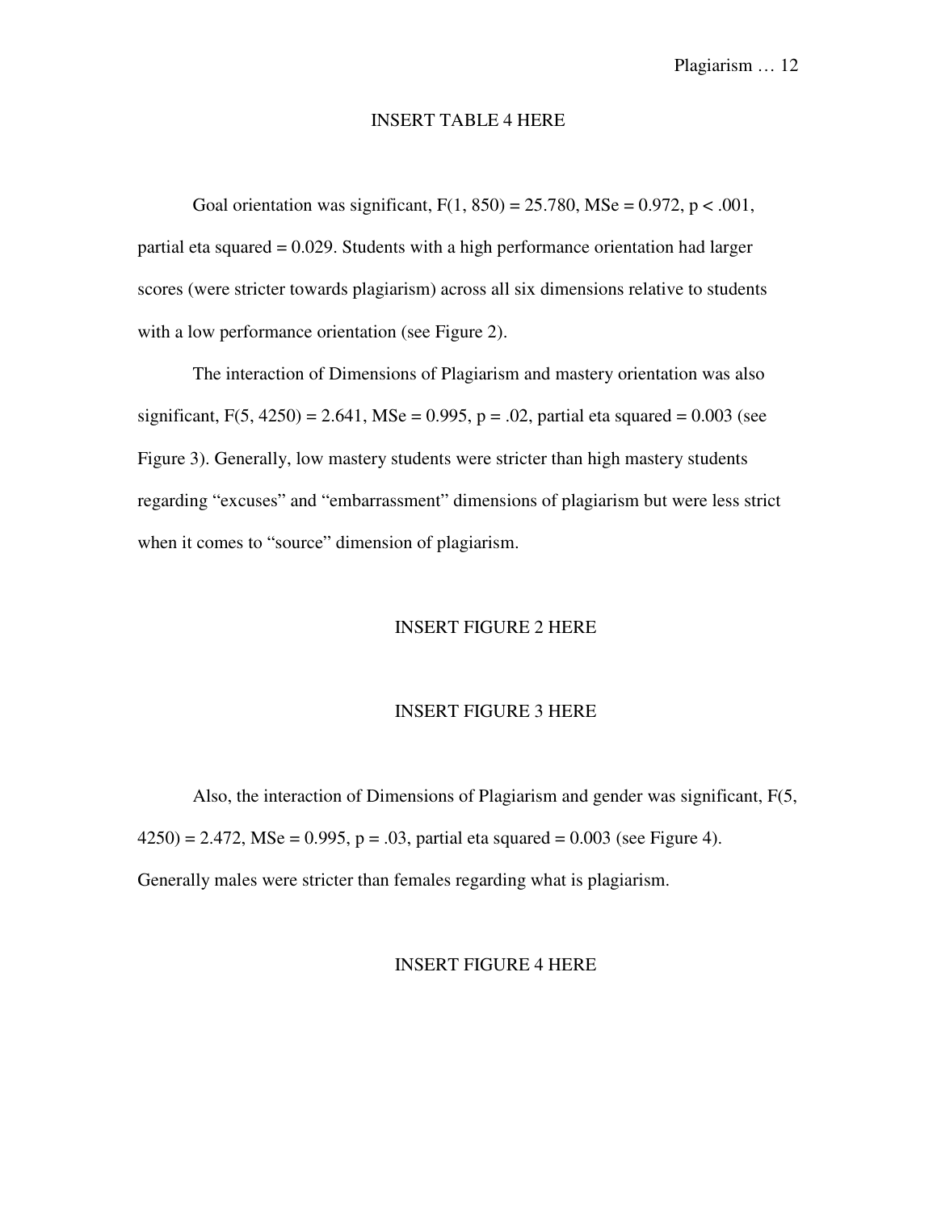INSERT TABLE 4 HERE

Goal orientation was significant, $F(1, 850) = 25.780$, $MSe = 0.972$, $p < .001$, partial eta squared = 0.029. Students with a high performance orientation had larger scores (were stricter towards plagiarism) across all six dimensions relative to students with a low performance orientation (see Figure 2).

The interaction of Dimensions of Plagiarism and mastery orientation was also significant, $F(5, 4250) = 2.641$, $MSe = 0.995$, $p = .02$, partial eta squared = 0.003 (see Figure 3). Generally, low mastery students were stricter than high mastery students regarding "excuses" and "embarrassment" dimensions of plagiarism but were less strict when it comes to "source" dimension of plagiarism.

INSERT FIGURE 2 HERE

INSERT FIGURE 3 HERE

Also, the interaction of Dimensions of Plagiarism and gender was significant, $F(5, 4250) = 2.472$, $MSe = 0.995$, $p = .03$, partial eta squared = 0.003 (see Figure 4). Generally males were stricter than females regarding what is plagiarism.

INSERT FIGURE 4 HERE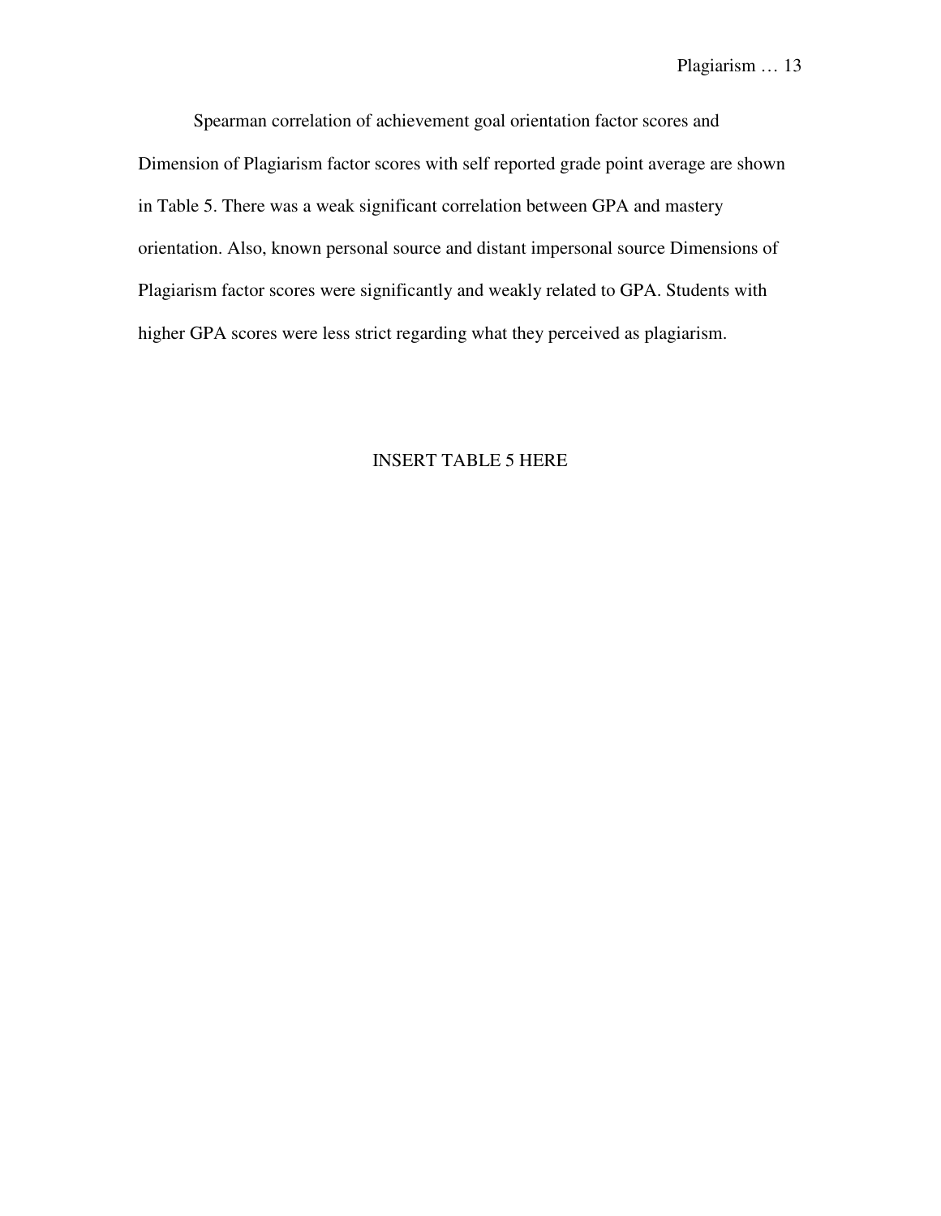Spearman correlation of achievement goal orientation factor scores and Dimension of Plagiarism factor scores with self reported grade point average are shown in Table 5. There was a weak significant correlation between GPA and mastery orientation. Also, known personal source and distant impersonal source Dimensions of Plagiarism factor scores were significantly and weakly related to GPA. Students with higher GPA scores were less strict regarding what they perceived as plagiarism.

INSERT TABLE 5 HERE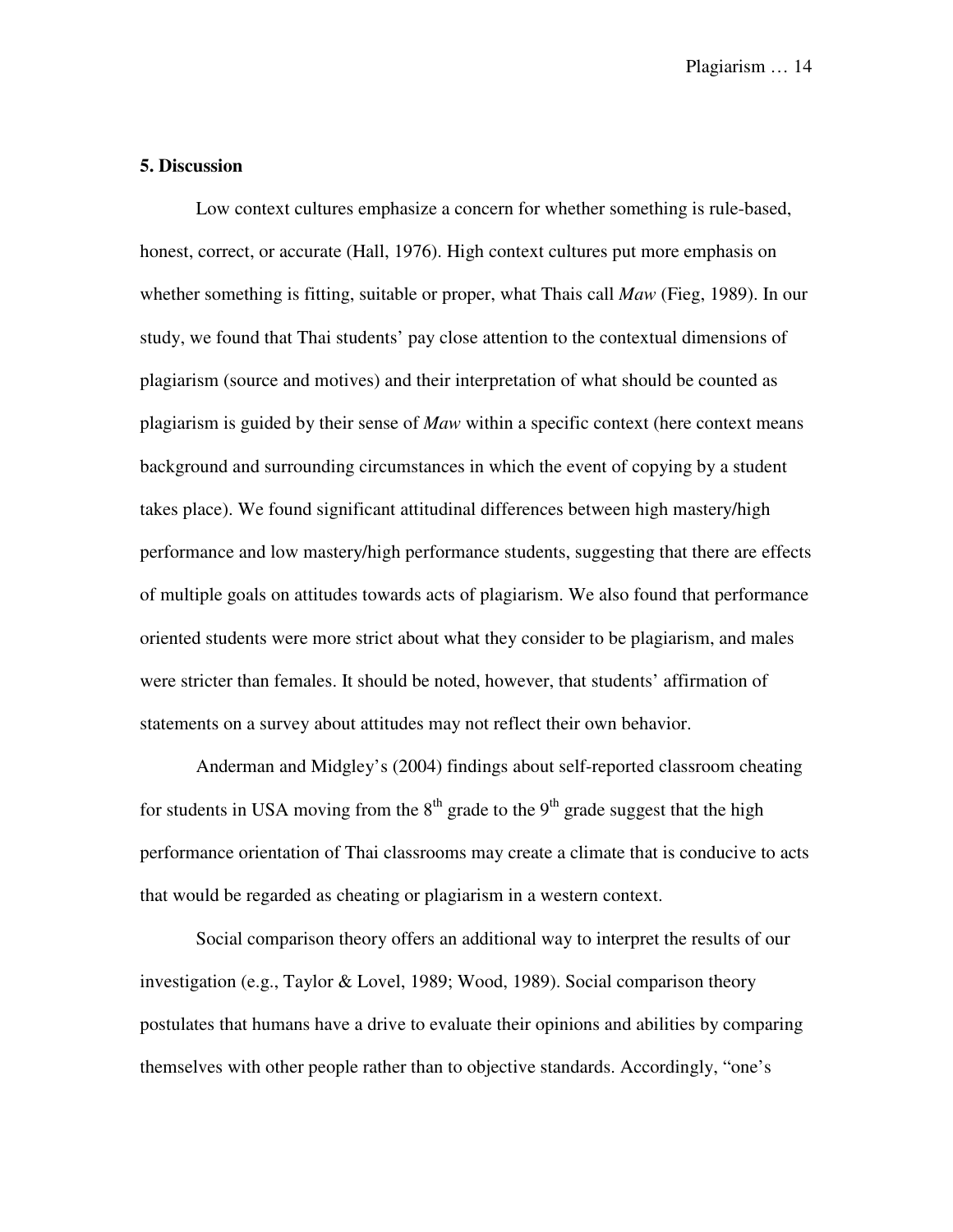## 5. Discussion

Low context cultures emphasize a concern for whether something is rule-based, honest, correct, or accurate (Hall, 1976). High context cultures put more emphasis on whether something is fitting, suitable or proper, what Thais call *Maw* (Fieg, 1989). In our study, we found that Thai students' pay close attention to the contextual dimensions of plagiarism (source and motives) and their interpretation of what should be counted as plagiarism is guided by their sense of *Maw* within a specific context (here context means background and surrounding circumstances in which the event of copying by a student takes place). We found significant attitudinal differences between high mastery/high performance and low mastery/high performance students, suggesting that there are effects of multiple goals on attitudes towards acts of plagiarism. We also found that performance oriented students were more strict about what they consider to be plagiarism, and males were stricter than females. It should be noted, however, that students' affirmation of statements on a survey about attitudes may not reflect their own behavior.

Anderman and Midgley's (2004) findings about self-reported classroom cheating for students in USA moving from the 8th grade to the 9th grade suggest that the high performance orientation of Thai classrooms may create a climate that is conducive to acts that would be regarded as cheating or plagiarism in a western context.

Social comparison theory offers an additional way to interpret the results of our investigation (e.g., Taylor & Lovel, 1989; Wood, 1989). Social comparison theory postulates that humans have a drive to evaluate their opinions and abilities by comparing themselves with other people rather than to objective standards. Accordingly, "one's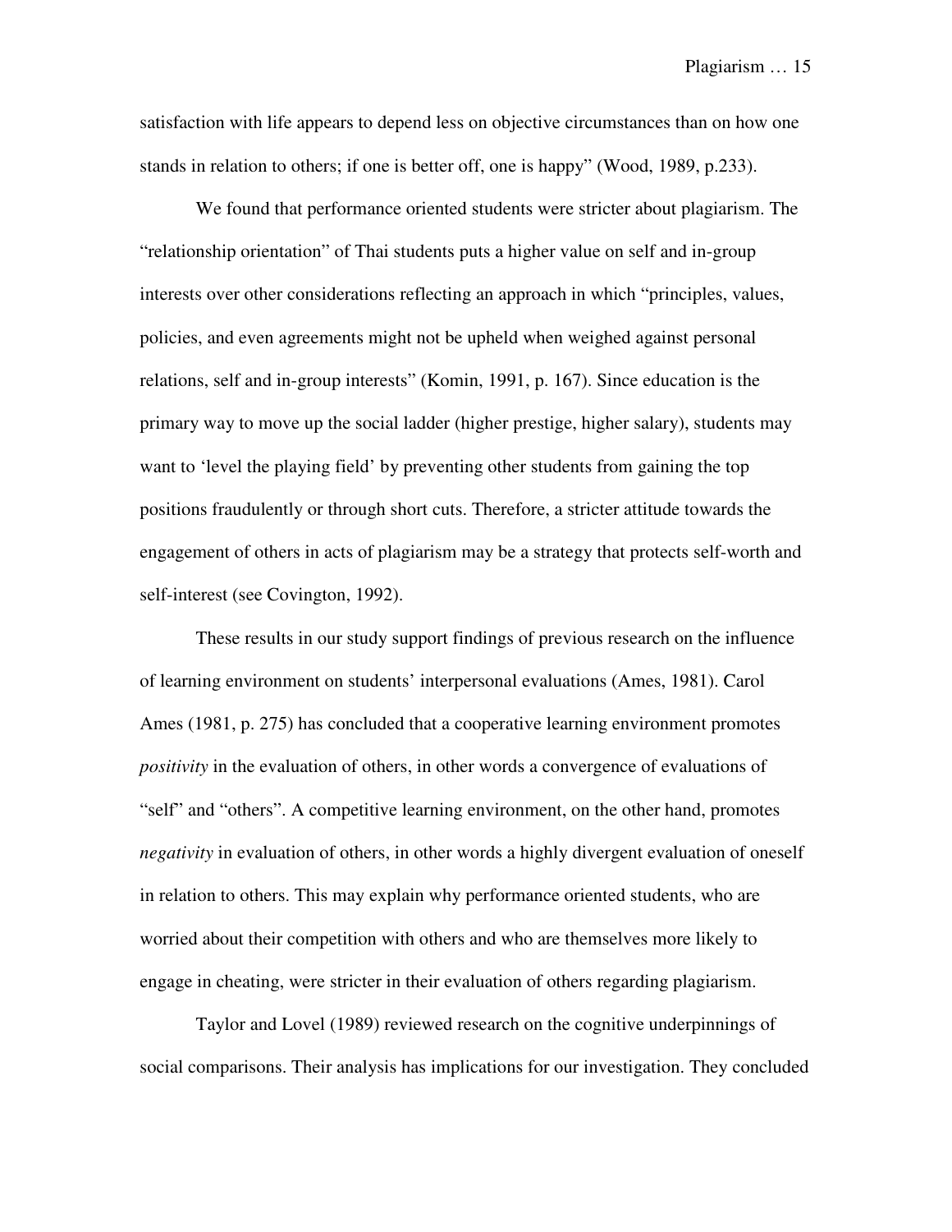satisfaction with life appears to depend less on objective circumstances than on how one stands in relation to others; if one is better off, one is happy" (Wood, 1989, p.233).

We found that performance oriented students were stricter about plagiarism. The "relationship orientation" of Thai students puts a higher value on self and in-group interests over other considerations reflecting an approach in which "principles, values, policies, and even agreements might not be upheld when weighed against personal relations, self and in-group interests" (Komin, 1991, p. 167). Since education is the primary way to move up the social ladder (higher prestige, higher salary), students may want to 'level the playing field' by preventing other students from gaining the top positions fraudulently or through short cuts. Therefore, a stricter attitude towards the engagement of others in acts of plagiarism may be a strategy that protects self-worth and self-interest (see Covington, 1992).

These results in our study support findings of previous research on the influence of learning environment on students' interpersonal evaluations (Ames, 1981). Carol Ames (1981, p. 275) has concluded that a cooperative learning environment promotes *positivity* in the evaluation of others, in other words a convergence of evaluations of "self" and "others". A competitive learning environment, on the other hand, promotes *negativity* in evaluation of others, in other words a highly divergent evaluation of oneself in relation to others. This may explain why performance oriented students, who are worried about their competition with others and who are themselves more likely to engage in cheating, were stricter in their evaluation of others regarding plagiarism.

Taylor and Lovel (1989) reviewed research on the cognitive underpinnings of social comparisons. Their analysis has implications for our investigation. They concluded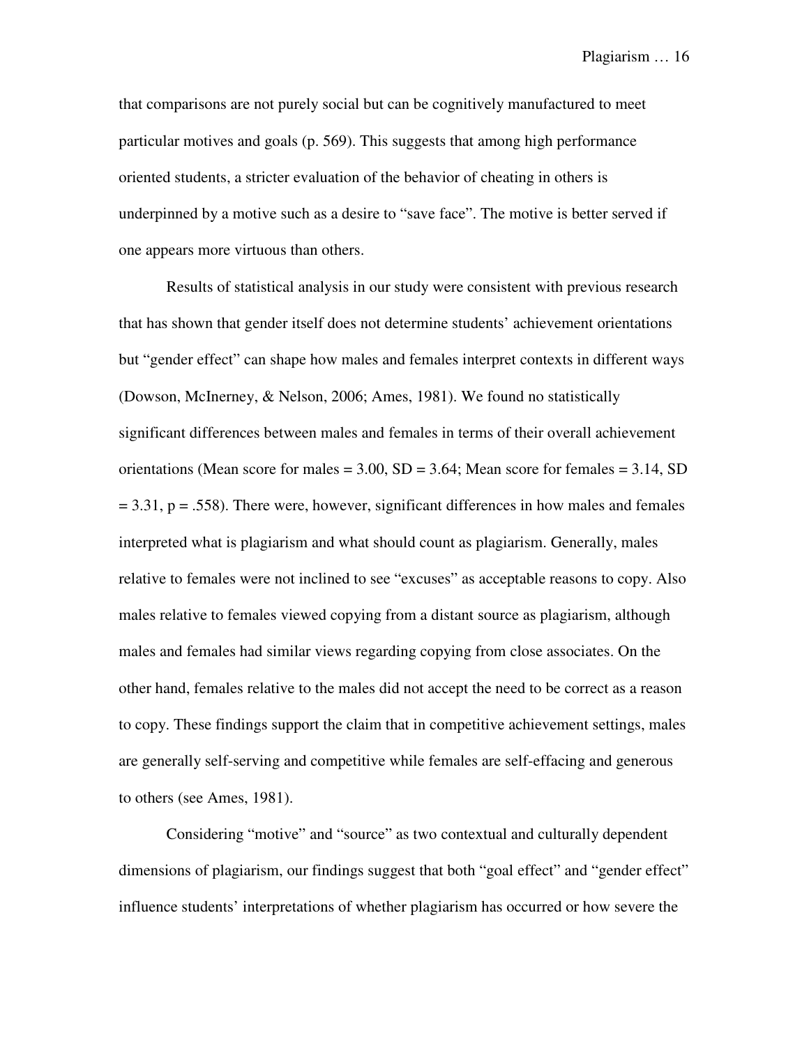that comparisons are not purely social but can be cognitively manufactured to meet particular motives and goals (p. 569). This suggests that among high performance oriented students, a stricter evaluation of the behavior of cheating in others is underpinned by a motive such as a desire to "save face". The motive is better served if one appears more virtuous than others.

Results of statistical analysis in our study were consistent with previous research that has shown that gender itself does not determine students' achievement orientations but "gender effect" can shape how males and females interpret contexts in different ways (Dowson, McInerney, & Nelson, 2006; Ames, 1981). We found no statistically significant differences between males and females in terms of their overall achievement orientations (Mean score for males = 3.00, SD = 3.64; Mean score for females = 3.14, SD = 3.31, $p = .558$). There were, however, significant differences in how males and females interpreted what is plagiarism and what should count as plagiarism. Generally, males relative to females were not inclined to see "excuses" as acceptable reasons to copy. Also males relative to females viewed copying from a distant source as plagiarism, although males and females had similar views regarding copying from close associates. On the other hand, females relative to the males did not accept the need to be correct as a reason to copy. These findings support the claim that in competitive achievement settings, males are generally self-serving and competitive while females are self-effacing and generous to others (see Ames, 1981).

Considering "motive" and "source" as two contextual and culturally dependent dimensions of plagiarism, our findings suggest that both "goal effect" and "gender effect" influence students' interpretations of whether plagiarism has occurred or how severe the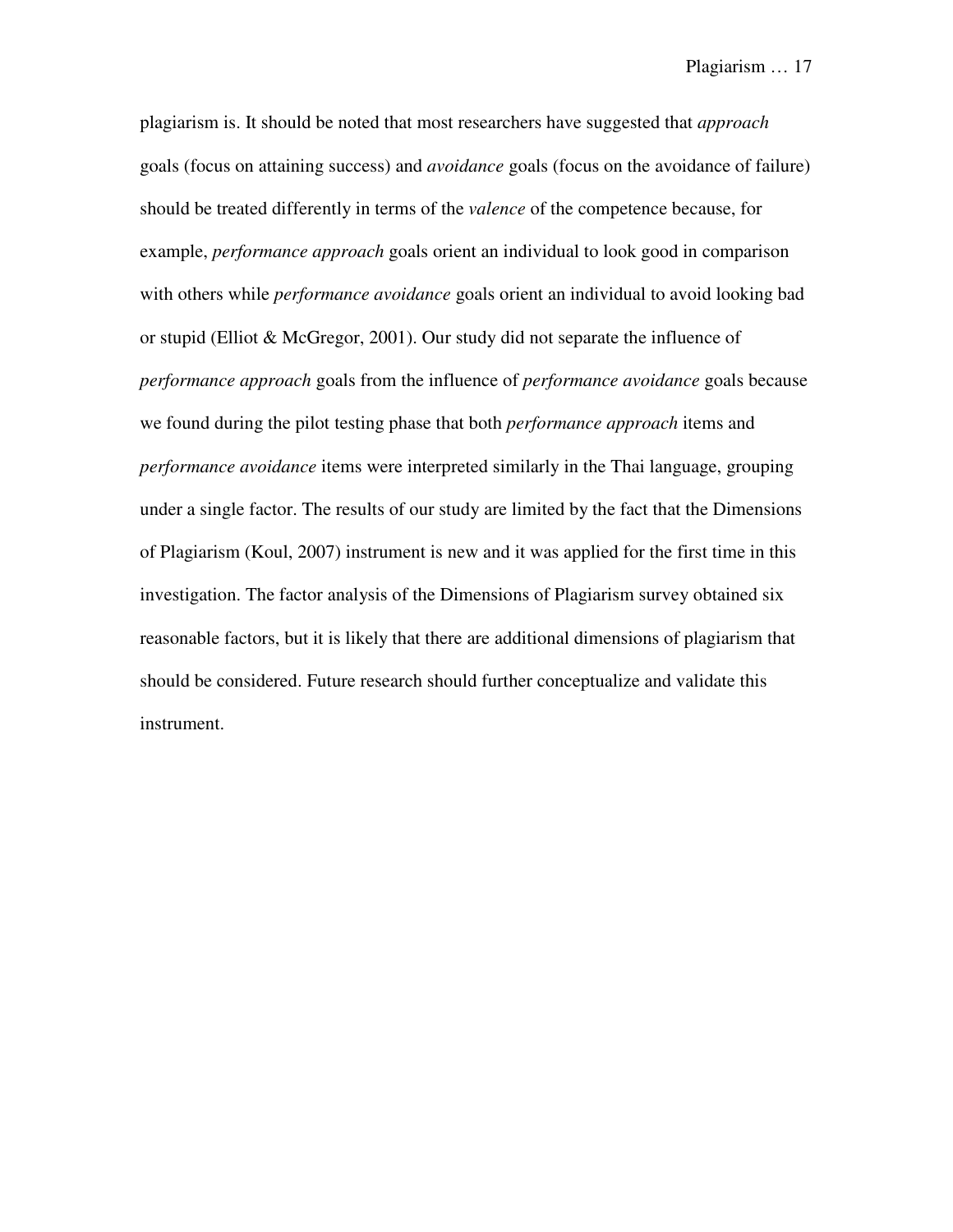plagiarism is. It should be noted that most researchers have suggested that *approach* goals (focus on attaining success) and *avoidance* goals (focus on the avoidance of failure) should be treated differently in terms of the *valence* of the competence because, for example, *performance approach* goals orient an individual to look good in comparison with others while *performance avoidance* goals orient an individual to avoid looking bad or stupid (Elliot & McGregor, 2001). Our study did not separate the influence of *performance approach* goals from the influence of *performance avoidance* goals because we found during the pilot testing phase that both *performance approach* items and *performance avoidance* items were interpreted similarly in the Thai language, grouping under a single factor. The results of our study are limited by the fact that the Dimensions of Plagiarism (Koul, 2007) instrument is new and it was applied for the first time in this investigation. The factor analysis of the Dimensions of Plagiarism survey obtained six reasonable factors, but it is likely that there are additional dimensions of plagiarism that should be considered. Future research should further conceptualize and validate this instrument.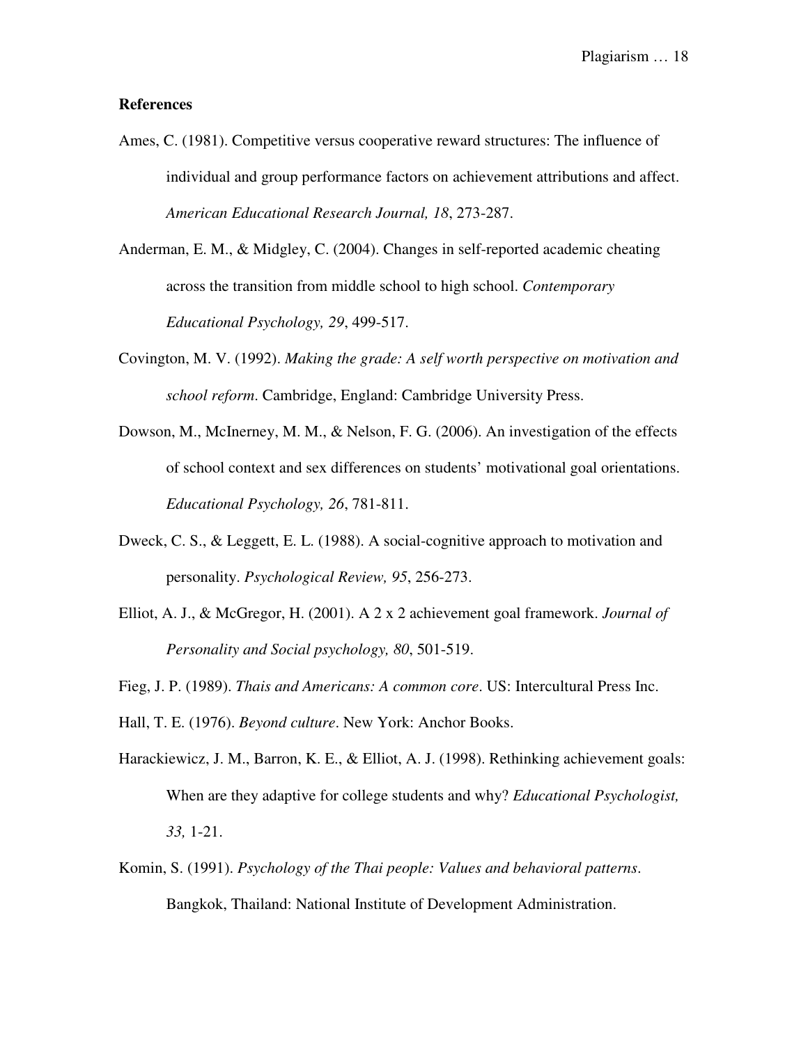**References**

Ames, C. (1981). Competitive versus cooperative reward structures: The influence of individual and group performance factors on achievement attributions and affect. *American Educational Research Journal, 18*, 273-287.

Anderman, E. M., & Midgley, C. (2004). Changes in self-reported academic cheating across the transition from middle school to high school. *Contemporary Educational Psychology, 29*, 499-517.

Covington, M. V. (1992). *Making the grade: A self worth perspective on motivation and school reform*. Cambridge, England: Cambridge University Press.

Dowson, M., McInerney, M. M., & Nelson, F. G. (2006). An investigation of the effects of school context and sex differences on students' motivational goal orientations. *Educational Psychology, 26*, 781-811.

Dweck, C. S., & Leggett, E. L. (1988). A social-cognitive approach to motivation and personality. *Psychological Review, 95*, 256-273.

Elliot, A. J., & McGregor, H. (2001). A 2 x 2 achievement goal framework. *Journal of Personality and Social psychology, 80*, 501-519.

Fieg, J. P. (1989). *Thais and Americans: A common core*. US: Intercultural Press Inc.

Hall, T. E. (1976). *Beyond culture*. New York: Anchor Books.

Harackiewicz, J. M., Barron, K. E., & Elliot, A. J. (1998). Rethinking achievement goals: When are they adaptive for college students and why? *Educational Psychologist, 33,* 1-21.

Komin, S. (1991). *Psychology of the Thai people: Values and behavioral patterns*. Bangkok, Thailand: National Institute of Development Administration.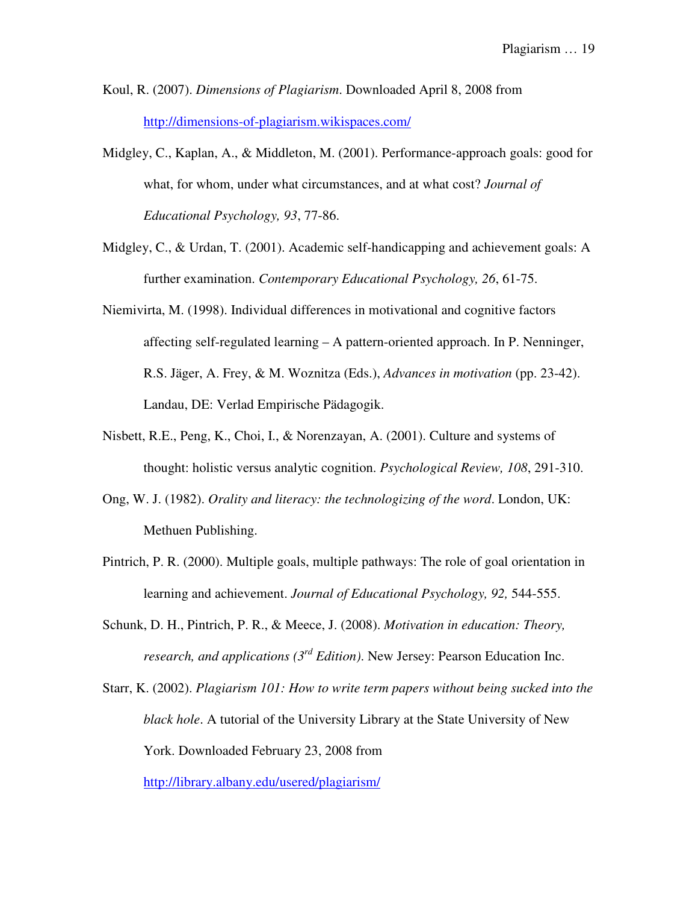Koul, R. (2007). *Dimensions of Plagiarism*. Downloaded April 8, 2008 from http://dimensions-of-plagiarism.wikispaces.com/

Midgley, C., Kaplan, A., & Middleton, M. (2001). Performance-approach goals: good for what, for whom, under what circumstances, and at what cost? *Journal of Educational Psychology, 93*, 77-86.

Midgley, C., & Urdan, T. (2001). Academic self-handicapping and achievement goals: A further examination. *Contemporary Educational Psychology, 26*, 61-75.

Niemivirta, M. (1998). Individual differences in motivational and cognitive factors affecting self-regulated learning – A pattern-oriented approach. In P. Nenninger, R.S. Jäger, A. Frey, & M. Woznitza (Eds.), *Advances in motivation* (pp. 23-42). Landau, DE: Verlad Empirische Pädagogik.

Nisbett, R.E., Peng, K., Choi, I., & Norenzayan, A. (2001). Culture and systems of thought: holistic versus analytic cognition. *Psychological Review, 108*, 291-310.

Ong, W. J. (1982). *Orality and literacy: the technologizing of the word*. London, UK: Methuen Publishing.

Pintrich, P. R. (2000). Multiple goals, multiple pathways: The role of goal orientation in learning and achievement. *Journal of Educational Psychology, 92,* 544-555.

Schunk, D. H., Pintrich, P. R., & Meece, J. (2008). *Motivation in education: Theory, research, and applications (3rd Edition)*. New Jersey: Pearson Education Inc.

Starr, K. (2002). *Plagiarism 101: How to write term papers without being sucked into the black hole*. A tutorial of the University Library at the State University of New York. Downloaded February 23, 2008 from http://library.albany.edu/usered/plagiarism/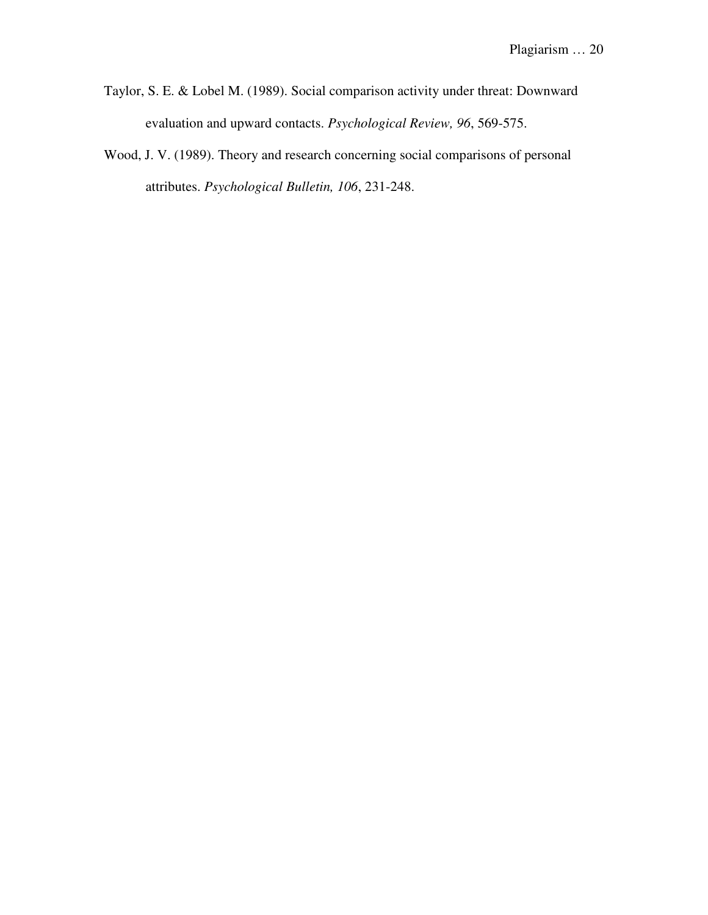Taylor, S. E. & Lobel M. (1989). Social comparison activity under threat: Downward evaluation and upward contacts. *Psychological Review, 96*, 569-575.

Wood, J. V. (1989). Theory and research concerning social comparisons of personal attributes. *Psychological Bulletin, 106*, 231-248.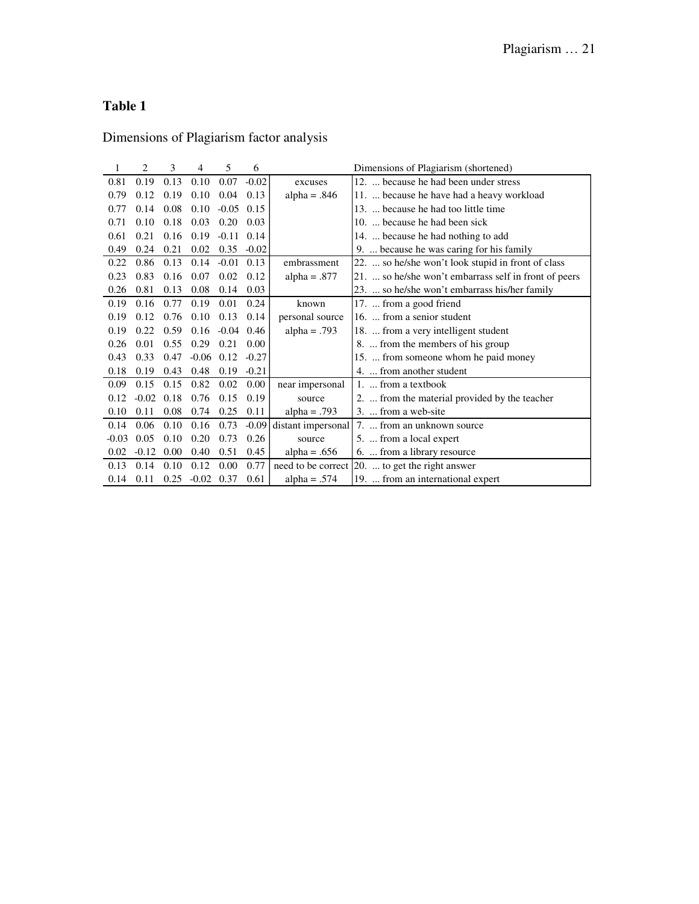**Table 1**

Dimensions of Plagiarism factor analysis

| 1 | 2 | 3 | 4 | 5 | 6 | | Dimensions of Plagiarism (shortened) |
|---|---|---|---|---|---|---|---|
| 0.81 | 0.19 | 0.13 | 0.10 | 0.07 | -0.02 | excuses | 12. ... because he had been under stress |
| 0.79 | 0.12 | 0.19 | 0.10 | 0.04 | 0.13 | alpha = .846 | 11. ... because he have had a heavy workload |
| 0.77 | 0.14 | 0.08 | 0.10 | -0.05 | 0.15 | | 13. ... because he had too little time |
| 0.71 | 0.10 | 0.18 | 0.03 | 0.20 | 0.03 | | 10. ... because he had been sick |
| 0.61 | 0.21 | 0.16 | 0.19 | -0.11 | 0.14 | | 14. ... because he had nothing to add |
| 0.49 | 0.24 | 0.21 | 0.02 | 0.35 | -0.02 | | 9. ... because he was caring for his family |
| 0.22 | 0.86 | 0.13 | 0.14 | -0.01 | 0.13 | embrassment | 22. ... so he/she won't look stupid in front of class |
| 0.23 | 0.83 | 0.16 | 0.07 | 0.02 | 0.12 | alpha = .877 | 21. ... so he/she won't embarrass self in front of peers |
| 0.26 | 0.81 | 0.13 | 0.08 | 0.14 | 0.03 | | 23. ... so he/she won't embarrass his/her family |
| 0.19 | 0.16 | 0.77 | 0.19 | 0.01 | 0.24 | known | 17. ... from a good friend |
| 0.19 | 0.12 | 0.76 | 0.10 | 0.13 | 0.14 | personal source | 16. ... from a senior student |
| 0.19 | 0.22 | 0.59 | 0.16 | -0.04 | 0.46 | alpha = .793 | 18. ... from a very intelligent student |
| 0.26 | 0.01 | 0.55 | 0.29 | 0.21 | 0.00 | | 8. ... from the members of his group |
| 0.43 | 0.33 | 0.47 | -0.06 | 0.12 | -0.27 | | 15. ... from someone whom he paid money |
| 0.18 | 0.19 | 0.43 | 0.48 | 0.19 | -0.21 | | 4. ... from another student |
| 0.09 | 0.15 | 0.15 | 0.82 | 0.02 | 0.00 | near impersonal | 1. ... from a textbook |
| 0.12 | -0.02 | 0.18 | 0.76 | 0.15 | 0.19 | source | 2. ... from the material provided by the teacher |
| 0.10 | 0.11 | 0.08 | 0.74 | 0.25 | 0.11 | alpha = .793 | 3. ... from a web-site |
| 0.14 | 0.06 | 0.10 | 0.16 | 0.73 | -0.09 | distant impersonal | 7. ... from an unknown source |
| -0.03 | 0.05 | 0.10 | 0.20 | 0.73 | 0.26 | source | 5. ... from a local expert |
| 0.02 | -0.12 | 0.00 | 0.40 | 0.51 | 0.45 | alpha = .656 | 6. ... from a library resource |
| 0.13 | 0.14 | 0.10 | 0.12 | 0.00 | 0.77 | need to be correct | 20. ... to get the right answer |
| 0.14 | 0.11 | 0.25 | -0.02 | 0.37 | 0.61 | alpha = .574 | 19. ... from an international expert |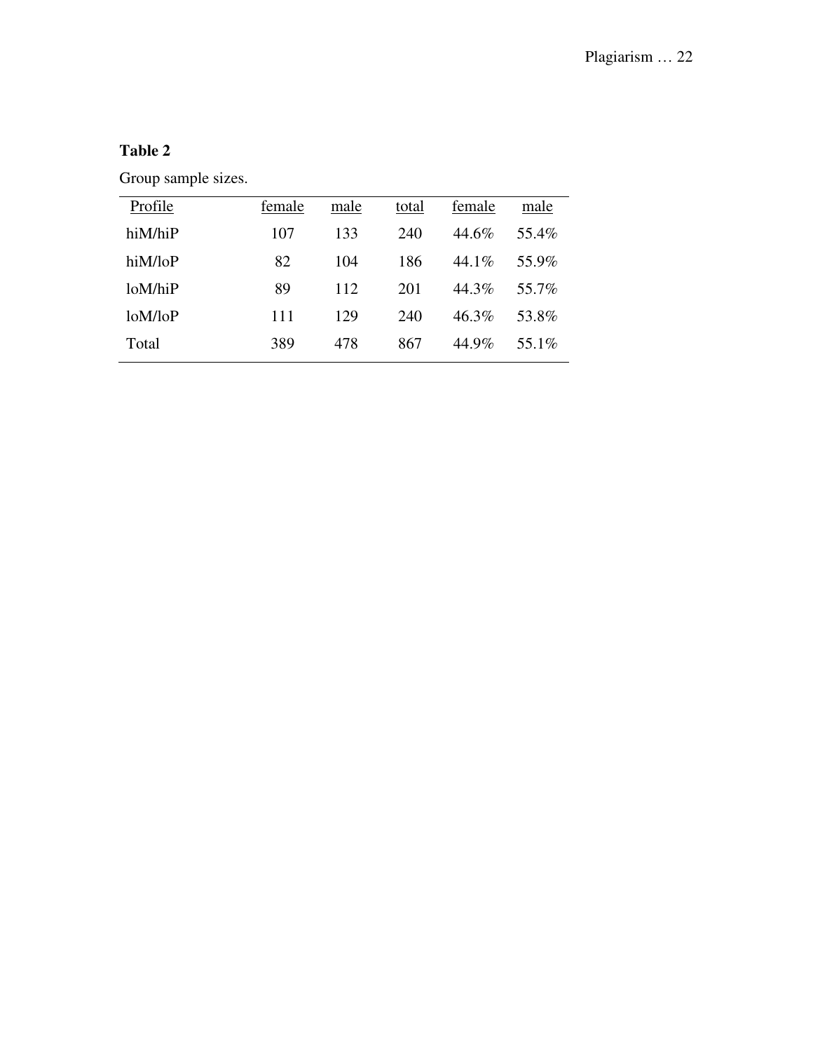**Table 2**

Group sample sizes.

| Profile | female | male | total | female | male |
|---|---|---|---|---|---|
| hiM/hiP | 107 | 133 | 240 | 44.6% | 55.4% |
| hiM/loP | 82 | 104 | 186 | 44.1% | 55.9% |
| loM/hiP | 89 | 112 | 201 | 44.3% | 55.7% |
| loM/loP | 111 | 129 | 240 | 46.3% | 53.8% |
| Total | 389 | 478 | 867 | 44.9% | 55.1% |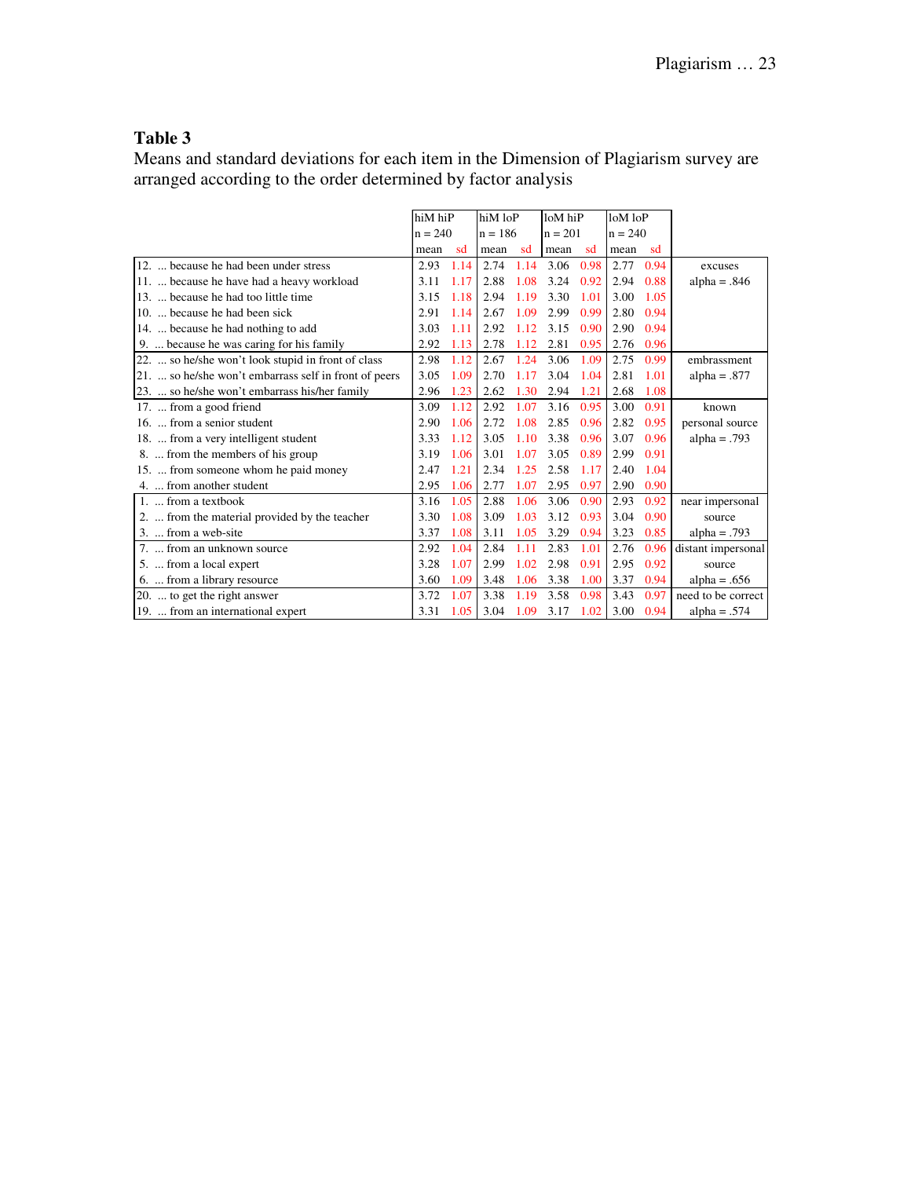**Table 3**

Means and standard deviations for each item in the Dimension of Plagiarism survey are arranged according to the order determined by factor analysis

| | hiM hiP | | hiM loP | | loM hiP | | loM loP | | |
|---|---|---|---|---|---|---|---|---|---|
| | n = 240 | | n = 186 | | n = 201 | | n = 240 | | |
| | mean | sd | mean | sd | mean | sd | mean | sd | |
| 12. ... because he had been under stress | 2.93 | 1.14 | 2.74 | 1.14 | 3.06 | 0.98 | 2.77 | 0.94 | excuses |
| 11. ... because he have had a heavy workload | 3.11 | 1.17 | 2.88 | 1.08 | 3.24 | 0.92 | 2.94 | 0.88 | alpha = .846 |
| 13. ... because he had too little time | 3.15 | 1.18 | 2.94 | 1.19 | 3.30 | 1.01 | 3.00 | 1.05 | |
| 10. ... because he had been sick | 2.91 | 1.14 | 2.67 | 1.09 | 2.99 | 0.99 | 2.80 | 0.94 | |
| 14. ... because he had nothing to add | 3.03 | 1.11 | 2.92 | 1.12 | 3.15 | 0.90 | 2.90 | 0.94 | |
| 9. ... because he was caring for his family | 2.92 | 1.13 | 2.78 | 1.12 | 2.81 | 0.95 | 2.76 | 0.96 | |
| 22. ... so he/she won't look stupid in front of class | 2.98 | 1.12 | 2.67 | 1.24 | 3.06 | 1.09 | 2.75 | 0.99 | embrassment |
| 21. ... so he/she won't embarrass self in front of peers | 3.05 | 1.09 | 2.70 | 1.17 | 3.04 | 1.04 | 2.81 | 1.01 | alpha = .877 |
| 23. ... so he/she won't embarrass his/her family | 2.96 | 1.23 | 2.62 | 1.30 | 2.94 | 1.21 | 2.68 | 1.08 | |
| 17. ... from a good friend | 3.09 | 1.12 | 2.92 | 1.07 | 3.16 | 0.95 | 3.00 | 0.91 | known |
| 16. ... from a senior student | 2.90 | 1.06 | 2.72 | 1.08 | 2.85 | 0.96 | 2.82 | 0.95 | personal source |
| 18. ... from a very intelligent student | 3.33 | 1.12 | 3.05 | 1.10 | 3.38 | 0.96 | 3.07 | 0.96 | alpha = .793 |
| 8. ... from the members of his group | 3.19 | 1.06 | 3.01 | 1.07 | 3.05 | 0.89 | 2.99 | 0.91 | |
| 15. ... from someone whom he paid money | 2.47 | 1.21 | 2.34 | 1.25 | 2.58 | 1.17 | 2.40 | 1.04 | |
| 4. ... from another student | 2.95 | 1.06 | 2.77 | 1.07 | 2.95 | 0.97 | 2.90 | 0.90 | |
| 1. ... from a textbook | 3.16 | 1.05 | 2.88 | 1.06 | 3.06 | 0.90 | 2.93 | 0.92 | near impersonal |
| 2. ... from the material provided by the teacher | 3.30 | 1.08 | 3.09 | 1.03 | 3.12 | 0.93 | 3.04 | 0.90 | source |
| 3. ... from a web-site | 3.37 | 1.08 | 3.11 | 1.05 | 3.29 | 0.94 | 3.23 | 0.85 | alpha = .793 |
| 7. ... from an unknown source | 2.92 | 1.04 | 2.84 | 1.11 | 2.83 | 1.01 | 2.76 | 0.96 | distant impersonal |
| 5. ... from a local expert | 3.28 | 1.07 | 2.99 | 1.02 | 2.98 | 0.91 | 2.95 | 0.92 | source |
| 6. ... from a library resource | 3.60 | 1.09 | 3.48 | 1.06 | 3.38 | 1.00 | 3.37 | 0.94 | alpha = .656 |
| 20. ... to get the right answer | 3.72 | 1.07 | 3.38 | 1.19 | 3.58 | 0.98 | 3.43 | 0.97 | need to be correct |
| 19. ... from an international expert | 3.31 | 1.05 | 3.04 | 1.09 | 3.17 | 1.02 | 3.00 | 0.94 | alpha = .574 |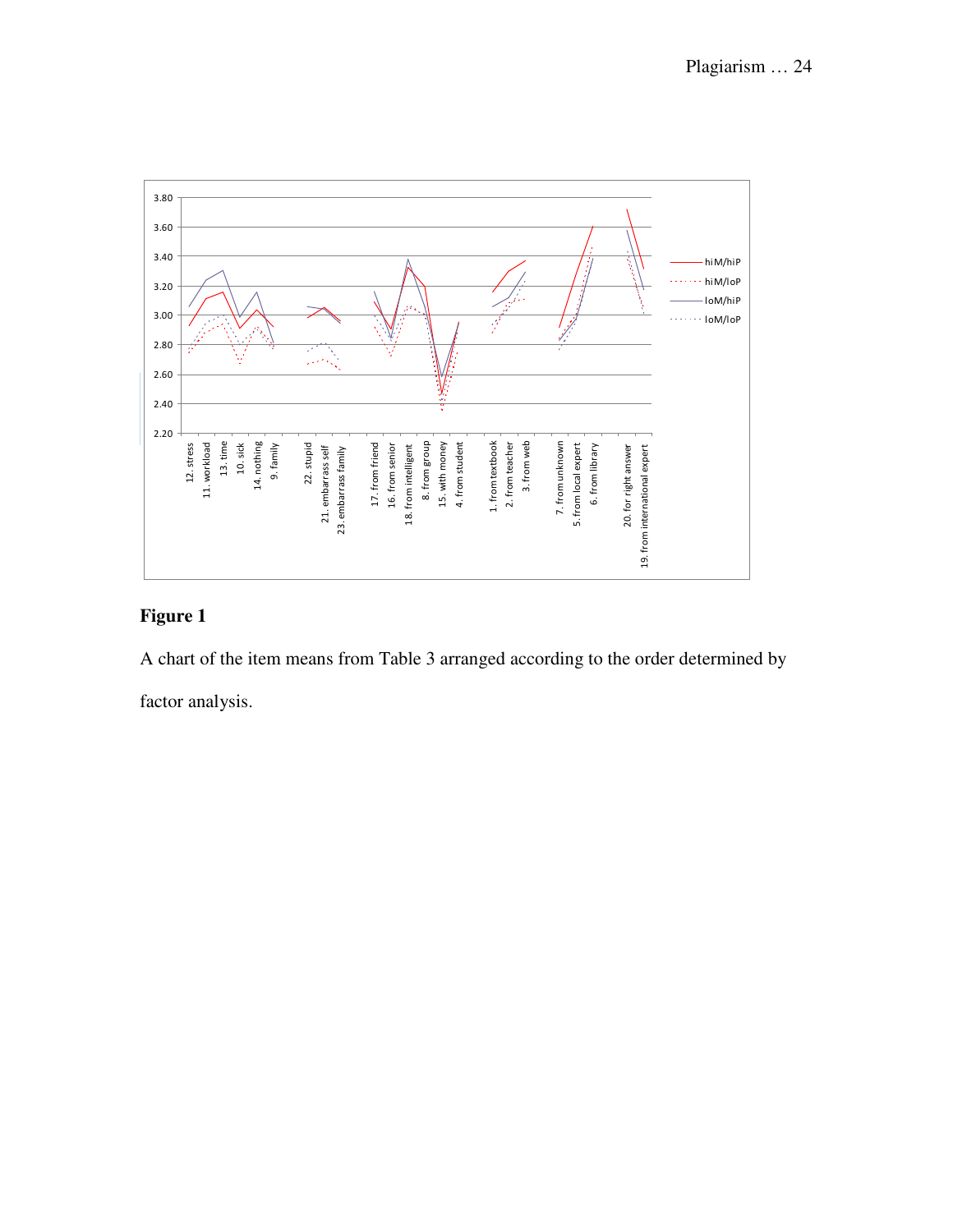**Figure 1**

A chart of the item means from Table 3 arranged according to the order determined by factor analysis.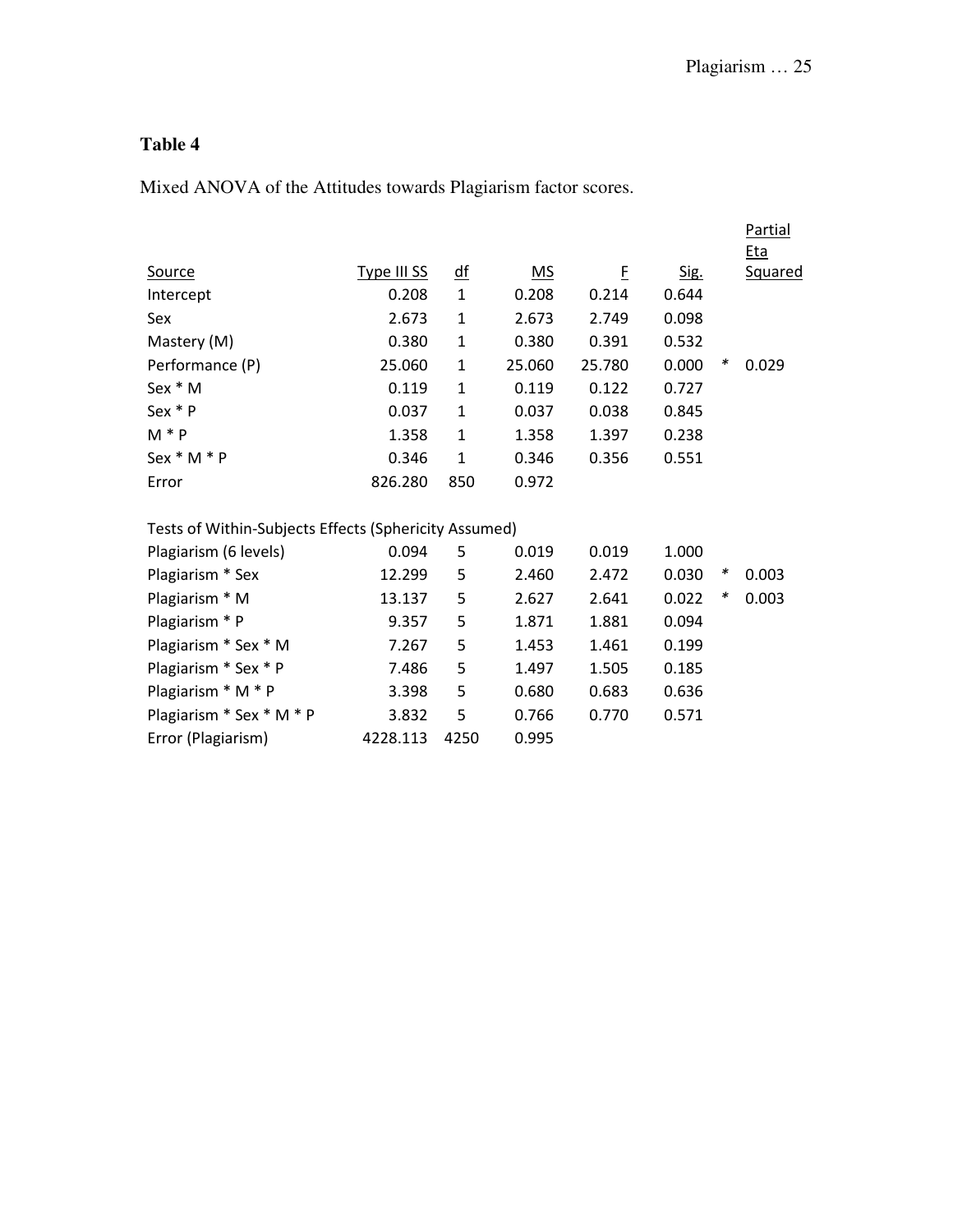**Table 4**

Mixed ANOVA of the Attitudes towards Plagiarism factor scores.

| Source | Type III SS | df | MS | F | Sig. | | Partial Eta Squared |
|---|---|---|---|---|---|---|---|
| Intercept | 0.208 | 1 | 0.208 | 0.214 | 0.644 | | |
| Sex | 2.673 | 1 | 2.673 | 2.749 | 0.098 | | |
| Mastery (M) | 0.380 | 1 | 0.380 | 0.391 | 0.532 | | |
| Performance (P) | 25.060 | 1 | 25.060 | 25.780 | 0.000 | * | 0.029 |
| Sex * M | 0.119 | 1 | 0.119 | 0.122 | 0.727 | | |
| Sex * P | 0.037 | 1 | 0.037 | 0.038 | 0.845 | | |
| M * P | 1.358 | 1 | 1.358 | 1.397 | 0.238 | | |
| Sex * M * P | 0.346 | 1 | 0.346 | 0.356 | 0.551 | | |
| Error | 826.280 | 850 | 0.972 | | | | |
| Tests of Within-Subjects Effects (Sphericity Assumed) | | | | | | | |
| Plagiarism (6 levels) | 0.094 | 5 | 0.019 | 0.019 | 1.000 | | |
| Plagiarism * Sex | 12.299 | 5 | 2.460 | 2.472 | 0.030 | * | 0.003 |
| Plagiarism * M | 13.137 | 5 | 2.627 | 2.641 | 0.022 | * | 0.003 |
| Plagiarism * P | 9.357 | 5 | 1.871 | 1.881 | 0.094 | | |
| Plagiarism * Sex * M | 7.267 | 5 | 1.453 | 1.461 | 0.199 | | |
| Plagiarism * Sex * P | 7.486 | 5 | 1.497 | 1.505 | 0.185 | | |
| Plagiarism * M * P | 3.398 | 5 | 0.680 | 0.683 | 0.636 | | |
| Plagiarism * Sex * M * P | 3.832 | 5 | 0.766 | 0.770 | 0.571 | | |
| Error (Plagiarism) | 4228.113 | 4250 | 0.995 | | | | |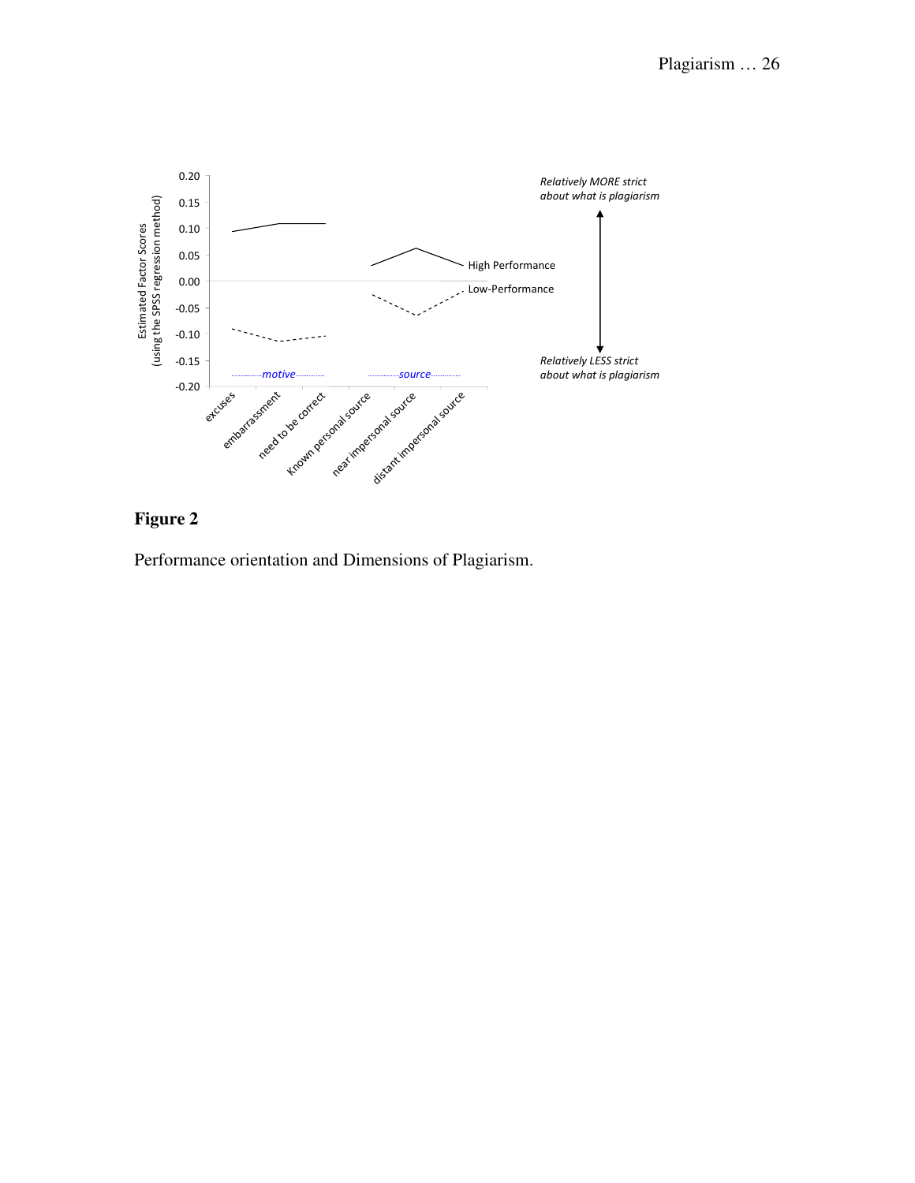**Figure 2**

Performance orientation and Dimensions of Plagiarism.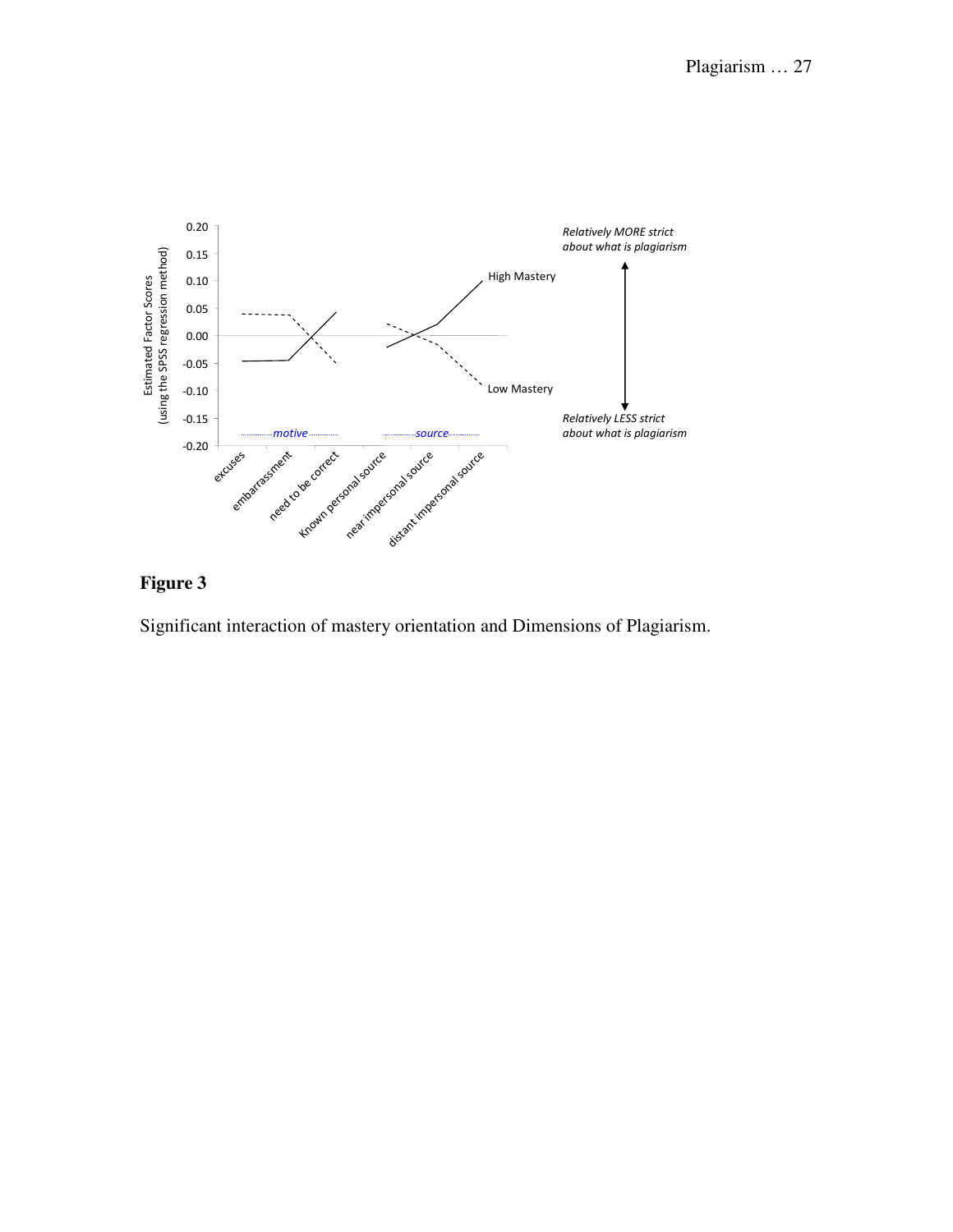**Figure 3**

Significant interaction of mastery orientation and Dimensions of Plagiarism.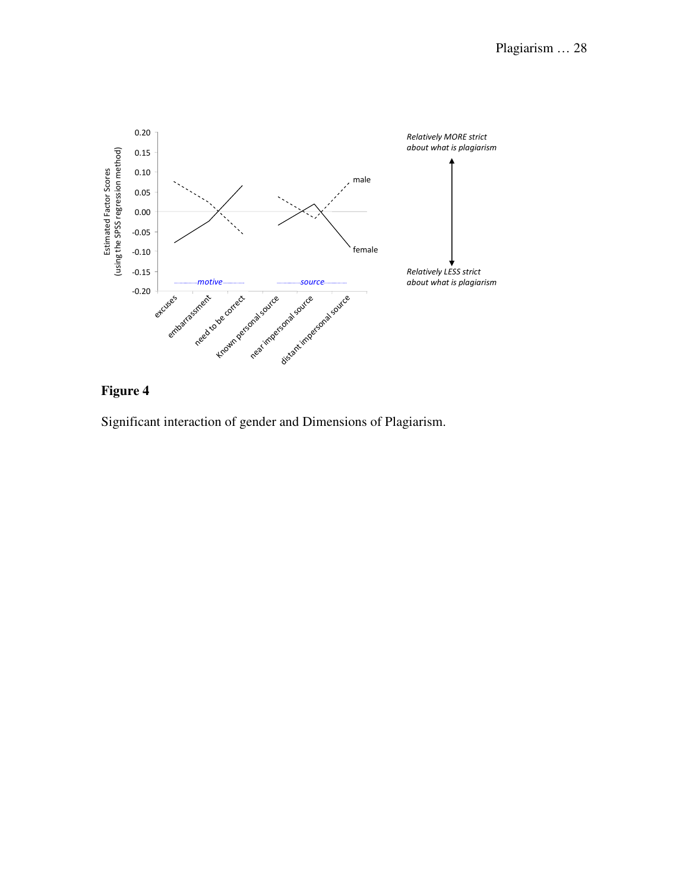**Figure 4**

Significant interaction of gender and Dimensions of Plagiarism.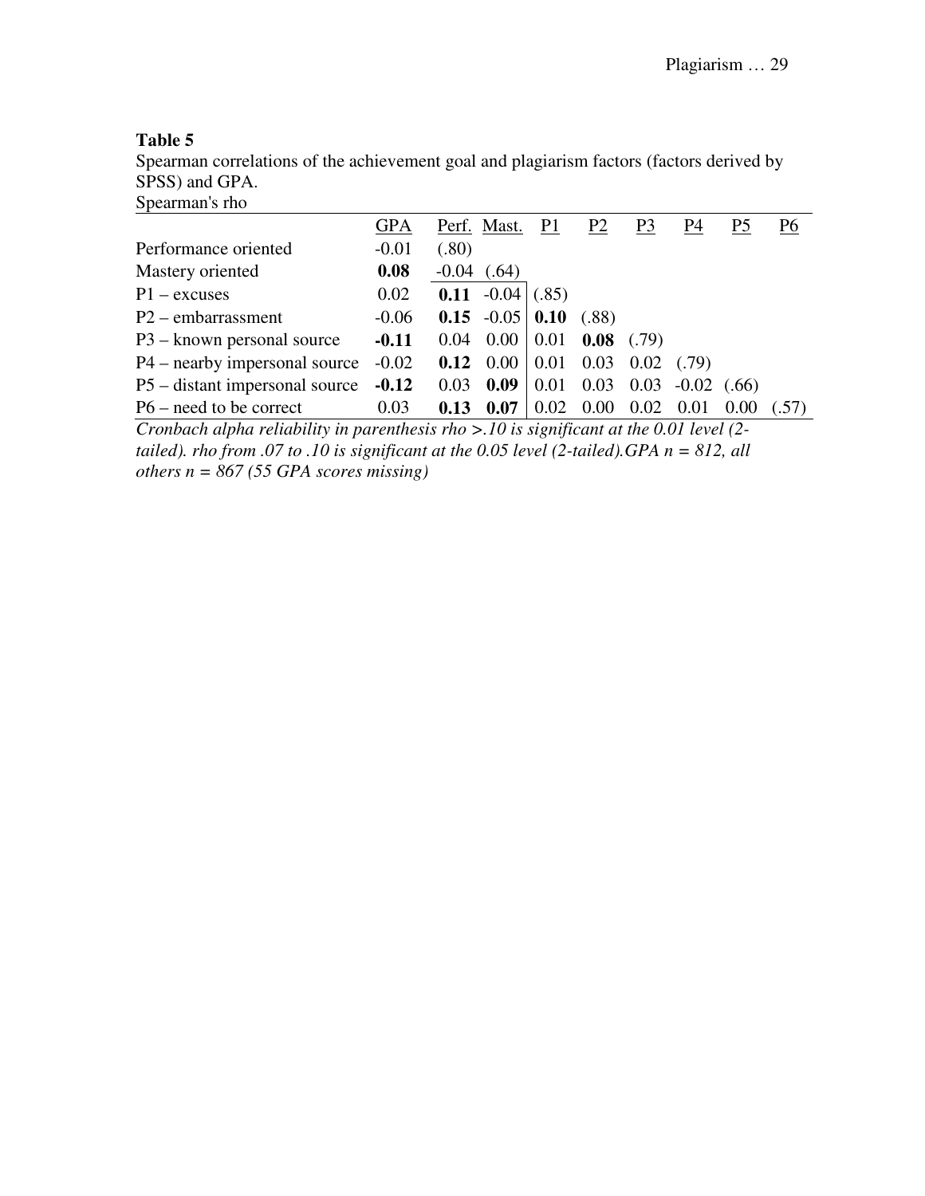**Table 5**

Spearman correlations of the achievement goal and plagiarism factors (factors derived by SPSS) and GPA.

Spearman's rho

| | GPA | Perf. | Mast. | P1 | P2 | P3 | P4 | P5 | P6 |
|---|---|---|---|---|---|---|---|---|---|
| Performance oriented | -0.01 | (.80) | | | | | | | |
| Mastery oriented | **0.08** | -0.04 | (.64) | | | | | | |
| P1 – excuses | 0.02 | **0.11** | -0.04 | (.85) | | | | | |
| P2 – embarrassment | -0.06 | **0.15** | -0.05 | **0.10** | (.88) | | | | |
| P3 – known personal source | **-0.11** | 0.04 | 0.00 | 0.01 | **0.08** | (.79) | | | |
| P4 – nearby impersonal source | -0.02 | **0.12** | 0.00 | 0.01 | 0.03 | 0.02 | (.79) | | |
| P5 – distant impersonal source | **-0.12** | 0.03 | **0.09** | 0.01 | 0.03 | 0.03 | -0.02 | (.66) | |
| P6 – need to be correct | 0.03 | **0.13** | **0.07** | 0.02 | 0.00 | 0.02 | 0.01 | 0.00 | (.57) |

*Cronbach alpha reliability in parenthesis rho >.10 is significant at the 0.01 level (2-tailed). rho from .07 to .10 is significant at the 0.05 level (2-tailed).GPA n = 812, all others n = 867 (55 GPA scores missing)*